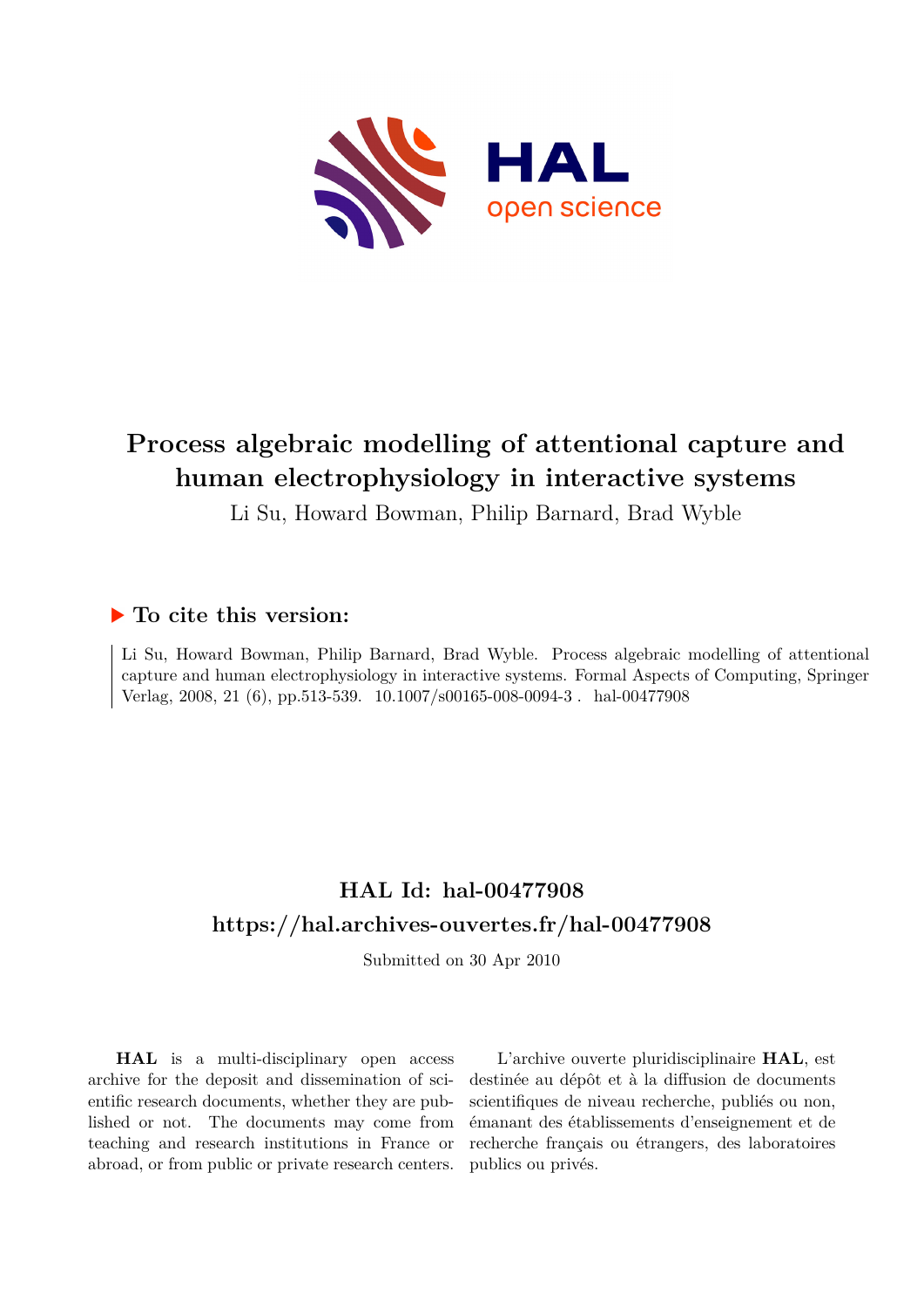# Process algebraic modelling of attentional capture and human electrophysiology in interactive systems

Li Su, Howard Bowman, Philip Barnard, Brad Wyble

## ▶ To cite this version:

Li Su, Howard Bowman, Philip Barnard, Brad Wyble. Process algebraic modelling of attentional capture and human electrophysiology in interactive systems. Formal Aspects of Computing, Springer Verlag, 2008, 21 (6), pp.513-539. 10.1007/s00165-008-0094-3 . hal-00477908

## HAL Id: hal-00477908

## https://hal.archives-ouvertes.fr/hal-00477908

Submitted on 30 Apr 2010

**HAL** is a multi-disciplinary open access archive for the deposit and dissemination of scientific research documents, whether they are published or not. The documents may come from teaching and research institutions in France or abroad, or from public or private research centers.

L'archive ouverte pluridisciplinaire **HAL**, est destinée au dépôt et à la diffusion de documents scientifiques de niveau recherche, publiés ou non, émanant des établissements d'enseignement et de recherche français ou étrangers, des laboratoires publics ou privés.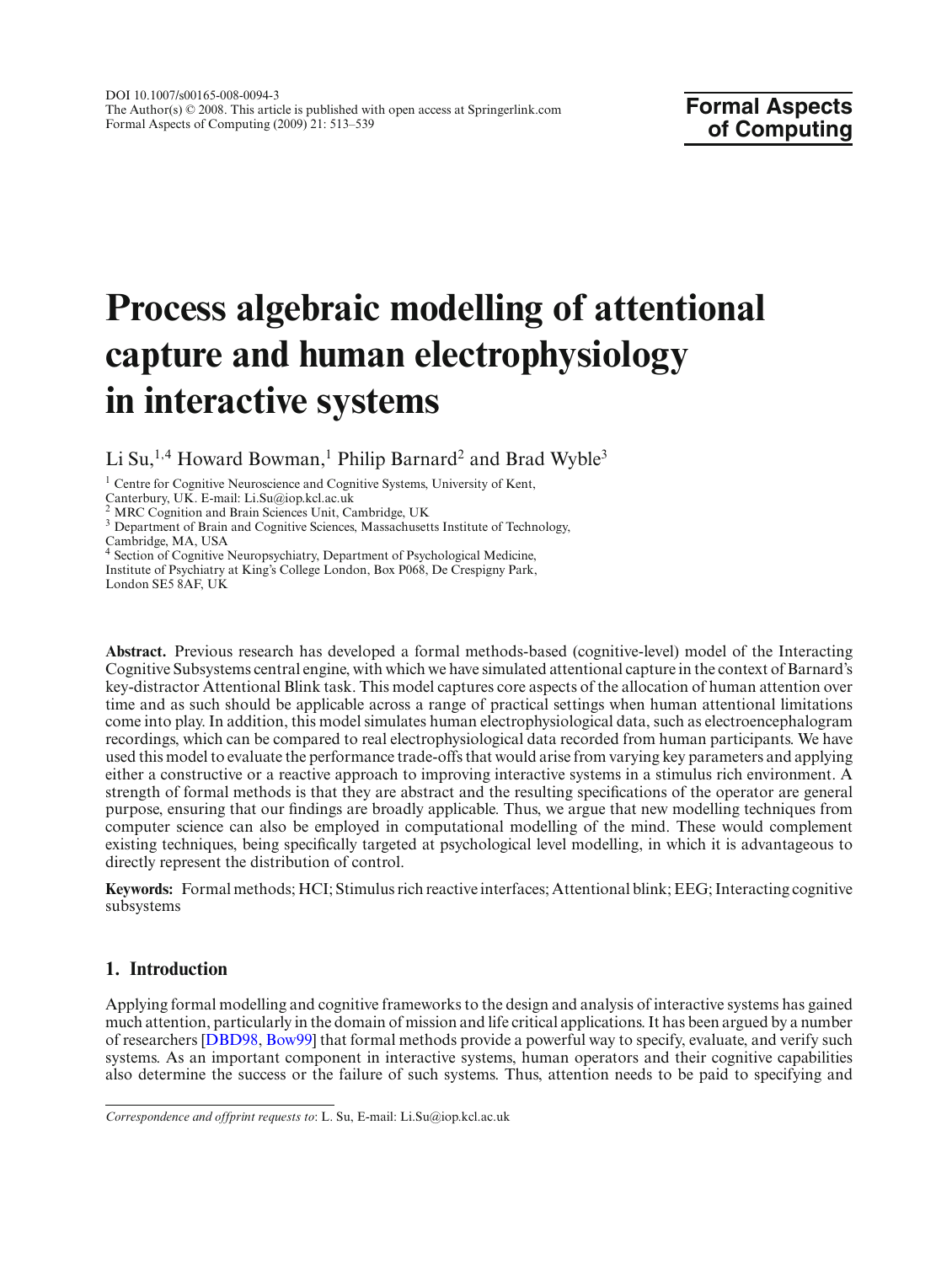DOI 10.1007/s00165-008-0094-3
The Author(s) © 2008. This article is published with open access at Springerlink.com
Formal Aspects of Computing (2009) 21: 513–539

**Formal Aspects of Computing**

# Process algebraic modelling of attentional capture and human electrophysiology in interactive systems

Li Su,[1,4] Howard Bowman,[1] Philip Barnard[2] and Brad Wyble[3]

[1] Centre for Cognitive Neuroscience and Cognitive Systems, University of Kent, Canterbury, UK. E-mail: Li.Su@iop.kcl.ac.uk
[2] MRC Cognition and Brain Sciences Unit, Cambridge, UK
[3] Department of Brain and Cognitive Sciences, Massachusetts Institute of Technology, Cambridge, MA, USA
[4] Section of Cognitive Neuropsychiatry, Department of Psychological Medicine, Institute of Psychiatry at King's College London, Box P068, De Crespigny Park, London SE5 8AF, UK

**Abstract.** Previous research has developed a formal methods-based (cognitive-level) model of the Interacting Cognitive Subsystems central engine, with which we have simulated attentional capture in the context of Barnard's key-distractor Attentional Blink task. This model captures core aspects of the allocation of human attention over time and as such should be applicable across a range of practical settings when human attentional limitations come into play. In addition, this model simulates human electrophysiological data, such as electroencephalogram recordings, which can be compared to real electrophysiological data recorded from human participants. We have used this model to evaluate the performance trade-offs that would arise from varying key parameters and applying either a constructive or a reactive approach to improving interactive systems in a stimulus rich environment. A strength of formal methods is that they are abstract and the resulting specifications of the operator are general purpose, ensuring that our findings are broadly applicable. Thus, we argue that new modelling techniques from computer science can also be employed in computational modelling of the mind. These would complement existing techniques, being specifically targeted at psychological level modelling, in which it is advantageous to directly represent the distribution of control.

**Keywords:** Formal methods; HCI; Stimulus rich reactive interfaces; Attentional blink; EEG; Interacting cognitive subsystems

## 1. Introduction

Applying formal modelling and cognitive frameworks to the design and analysis of interactive systems has gained much attention, particularly in the domain of mission and life critical applications. It has been argued by a number of researchers [DBD98, Bow99] that formal methods provide a powerful way to specify, evaluate, and verify such systems. As an important component in interactive systems, human operators and their cognitive capabilities also determine the success or the failure of such systems. Thus, attention needs to be paid to specifying and

*Correspondence and offprint requests to*: L. Su, E-mail: Li.Su@iop.kcl.ac.uk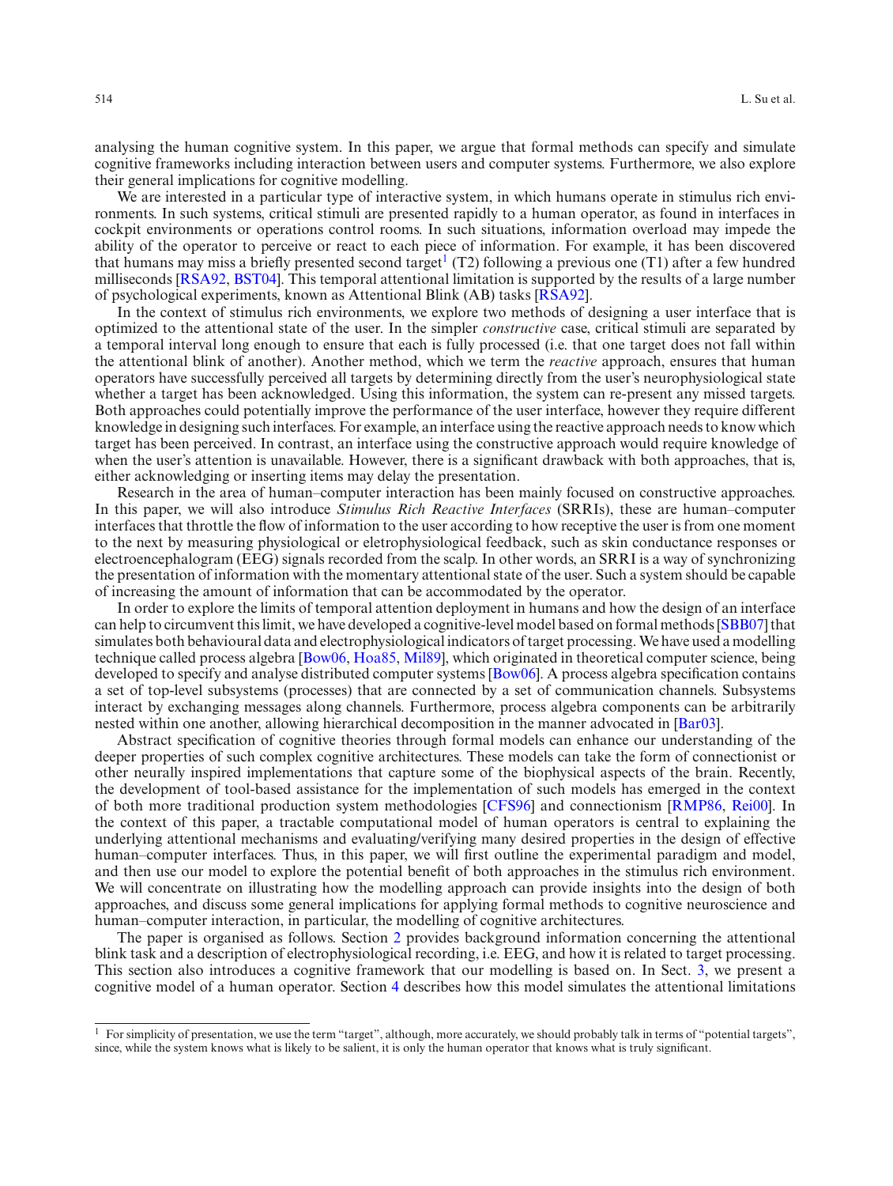analysing the human cognitive system. In this paper, we argue that formal methods can specify and simulate cognitive frameworks including interaction between users and computer systems. Furthermore, we also explore their general implications for cognitive modelling.

We are interested in a particular type of interactive system, in which humans operate in stimulus rich environments. In such systems, critical stimuli are presented rapidly to a human operator, as found in interfaces in cockpit environments or operations control rooms. In such situations, information overload may impede the ability of the operator to perceive or react to each piece of information. For example, it has been discovered that humans may miss a briefly presented second target[1] (T2) following a previous one (T1) after a few hundred milliseconds [RSA92, BST04]. This temporal attentional limitation is supported by the results of a large number of psychological experiments, known as Attentional Blink (AB) tasks [RSA92].

In the context of stimulus rich environments, we explore two methods of designing a user interface that is optimized to the attentional state of the user. In the simpler *constructive* case, critical stimuli are separated by a temporal interval long enough to ensure that each is fully processed (i.e. that one target does not fall within the attentional blink of another). Another method, which we term the *reactive* approach, ensures that human operators have successfully perceived all targets by determining directly from the user's neurophysiological state whether a target has been acknowledged. Using this information, the system can re-present any missed targets. Both approaches could potentially improve the performance of the user interface, however they require different knowledge in designing such interfaces. For example, an interface using the reactive approach needs to know which target has been perceived. In contrast, an interface using the constructive approach would require knowledge of when the user's attention is unavailable. However, there is a significant drawback with both approaches, that is, either acknowledging or inserting items may delay the presentation.

Research in the area of human–computer interaction has been mainly focused on constructive approaches. In this paper, we will also introduce *Stimulus Rich Reactive Interfaces* (SRRIs), these are human–computer interfaces that throttle the flow of information to the user according to how receptive the user is from one moment to the next by measuring physiological or eletrophysiological feedback, such as skin conductance responses or electroencephalogram (EEG) signals recorded from the scalp. In other words, an SRRI is a way of synchronizing the presentation of information with the momentary attentional state of the user. Such a system should be capable of increasing the amount of information that can be accommodated by the operator.

In order to explore the limits of temporal attention deployment in humans and how the design of an interface can help to circumvent this limit, we have developed a cognitive-level model based on formal methods [SBB07] that simulates both behavioural data and electrophysiological indicators of target processing. We have used a modelling technique called process algebra [Bow06, Hoa85, Mil89], which originated in theoretical computer science, being developed to specify and analyse distributed computer systems [Bow06]. A process algebra specification contains a set of top-level subsystems (processes) that are connected by a set of communication channels. Subsystems interact by exchanging messages along channels. Furthermore, process algebra components can be arbitrarily nested within one another, allowing hierarchical decomposition in the manner advocated in [Bar03].

Abstract specification of cognitive theories through formal models can enhance our understanding of the deeper properties of such complex cognitive architectures. These models can take the form of connectionist or other neurally inspired implementations that capture some of the biophysical aspects of the brain. Recently, the development of tool-based assistance for the implementation of such models has emerged in the context of both more traditional production system methodologies [CFS96] and connectionism [RMP86, Rei00]. In the context of this paper, a tractable computational model of human operators is central to explaining the underlying attentional mechanisms and evaluating/verifying many desired properties in the design of effective human–computer interfaces. Thus, in this paper, we will first outline the experimental paradigm and model, and then use our model to explore the potential benefit of both approaches in the stimulus rich environment. We will concentrate on illustrating how the modelling approach can provide insights into the design of both approaches, and discuss some general implications for applying formal methods to cognitive neuroscience and human–computer interaction, in particular, the modelling of cognitive architectures.

The paper is organised as follows. Section 2 provides background information concerning the attentional blink task and a description of electrophysiological recording, i.e. EEG, and how it is related to target processing. This section also introduces a cognitive framework that our modelling is based on. In Sect. 3, we present a cognitive model of a human operator. Section 4 describes how this model simulates the attentional limitations

[1] For simplicity of presentation, we use the term "target", although, more accurately, we should probably talk in terms of "potential targets", since, while the system knows what is likely to be salient, it is only the human operator that knows what is truly significant.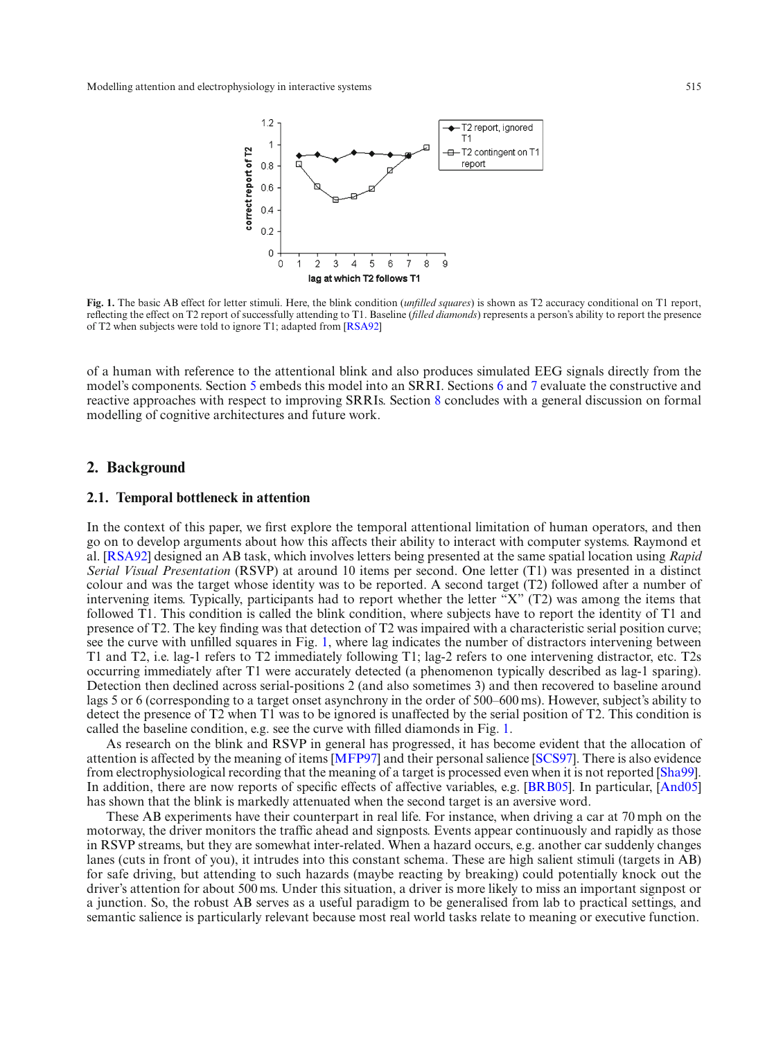**Fig. 1.** The basic AB effect for letter stimuli. Here, the blink condition (*unfilled squares*) is shown as T2 accuracy conditional on T1 report, reflecting the effect on T2 report of successfully attending to T1. Baseline (*filled diamonds*) represents a person's ability to report the presence of T2 when subjects were told to ignore T1; adapted from [RSA92]

of a human with reference to the attentional blink and also produces simulated EEG signals directly from the model's components. Section 5 embeds this model into an SRRI. Sections 6 and 7 evaluate the constructive and reactive approaches with respect to improving SRRIs. Section 8 concludes with a general discussion on formal modelling of cognitive architectures and future work.

## 2. Background

### 2.1. Temporal bottleneck in attention

In the context of this paper, we first explore the temporal attentional limitation of human operators, and then go on to develop arguments about how this affects their ability to interact with computer systems. Raymond et al. [RSA92] designed an AB task, which involves letters being presented at the same spatial location using *Rapid Serial Visual Presentation* (RSVP) at around 10 items per second. One letter (T1) was presented in a distinct colour and was the target whose identity was to be reported. A second target (T2) followed after a number of intervening items. Typically, participants had to report whether the letter "X" (T2) was among the items that followed T1. This condition is called the blink condition, where subjects have to report the identity of T1 and presence of T2. The key finding was that detection of T2 was impaired with a characteristic serial position curve; see the curve with unfilled squares in Fig. 1, where lag indicates the number of distractors intervening between T1 and T2, i.e. lag-1 refers to T2 immediately following T1; lag-2 refers to one intervening distractor, etc. T2s occurring immediately after T1 were accurately detected (a phenomenon typically described as lag-1 sparing). Detection then declined across serial-positions 2 (and also sometimes 3) and then recovered to baseline around lags 5 or 6 (corresponding to a target onset asynchrony in the order of 500–600 ms). However, subject's ability to detect the presence of T2 when T1 was to be ignored is unaffected by the serial position of T2. This condition is called the baseline condition, e.g. see the curve with filled diamonds in Fig. 1.

As research on the blink and RSVP in general has progressed, it has become evident that the allocation of attention is affected by the meaning of items [MFP97] and their personal salience [SCS97]. There is also evidence from electrophysiological recording that the meaning of a target is processed even when it is not reported [Sha99]. In addition, there are now reports of specific effects of affective variables, e.g. [BRB05]. In particular, [And05] has shown that the blink is markedly attenuated when the second target is an aversive word.

These AB experiments have their counterpart in real life. For instance, when driving a car at 70 mph on the motorway, the driver monitors the traffic ahead and signposts. Events appear continuously and rapidly as those in RSVP streams, but they are somewhat inter-related. When a hazard occurs, e.g. another car suddenly changes lanes (cuts in front of you), it intrudes into this constant schema. These are high salient stimuli (targets in AB) for safe driving, but attending to such hazards (maybe reacting by breaking) could potentially knock out the driver's attention for about 500 ms. Under this situation, a driver is more likely to miss an important signpost or a junction. So, the robust AB serves as a useful paradigm to be generalised from lab to practical settings, and semantic salience is particularly relevant because most real world tasks relate to meaning or executive function.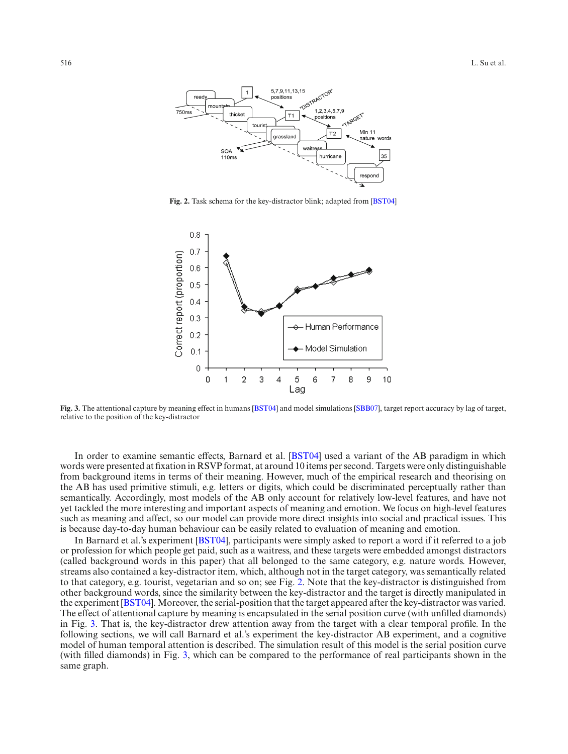**Fig. 2.** Task schema for the key-distractor blink; adapted from [BST04]

**Fig. 3.** The attentional capture by meaning effect in humans [BST04] and model simulations [SBB07], target report accuracy by lag of target, relative to the position of the key-distractor

In order to examine semantic effects, Barnard et al. [BST04] used a variant of the AB paradigm in which words were presented at fixation in RSVP format, at around 10 items per second. Targets were only distinguishable from background items in terms of their meaning. However, much of the empirical research and theorising on the AB has used primitive stimuli, e.g. letters or digits, which could be discriminated perceptually rather than semantically. Accordingly, most models of the AB only account for relatively low-level features, and have not yet tackled the more interesting and important aspects of meaning and emotion. We focus on high-level features such as meaning and affect, so our model can provide more direct insights into social and practical issues. This is because day-to-day human behaviour can be easily related to evaluation of meaning and emotion.

In Barnard et al.'s experiment [BST04], participants were simply asked to report a word if it referred to a job or profession for which people get paid, such as a waitress, and these targets were embedded amongst distractors (called background words in this paper) that all belonged to the same category, e.g. nature words. However, streams also contained a key-distractor item, which, although not in the target category, was semantically related to that category, e.g. tourist, vegetarian and so on; see Fig. 2. Note that the key-distractor is distinguished from other background words, since the similarity between the key-distractor and the target is directly manipulated in the experiment [BST04]. Moreover, the serial-position that the target appeared after the key-distractor was varied. The effect of attentional capture by meaning is encapsulated in the serial position curve (with unfilled diamonds) in Fig. 3. That is, the key-distractor drew attention away from the target with a clear temporal profile. In the following sections, we will call Barnard et al.'s experiment the key-distractor AB experiment, and a cognitive model of human temporal attention is described. The simulation result of this model is the serial position curve (with filled diamonds) in Fig. 3, which can be compared to the performance of real participants shown in the same graph.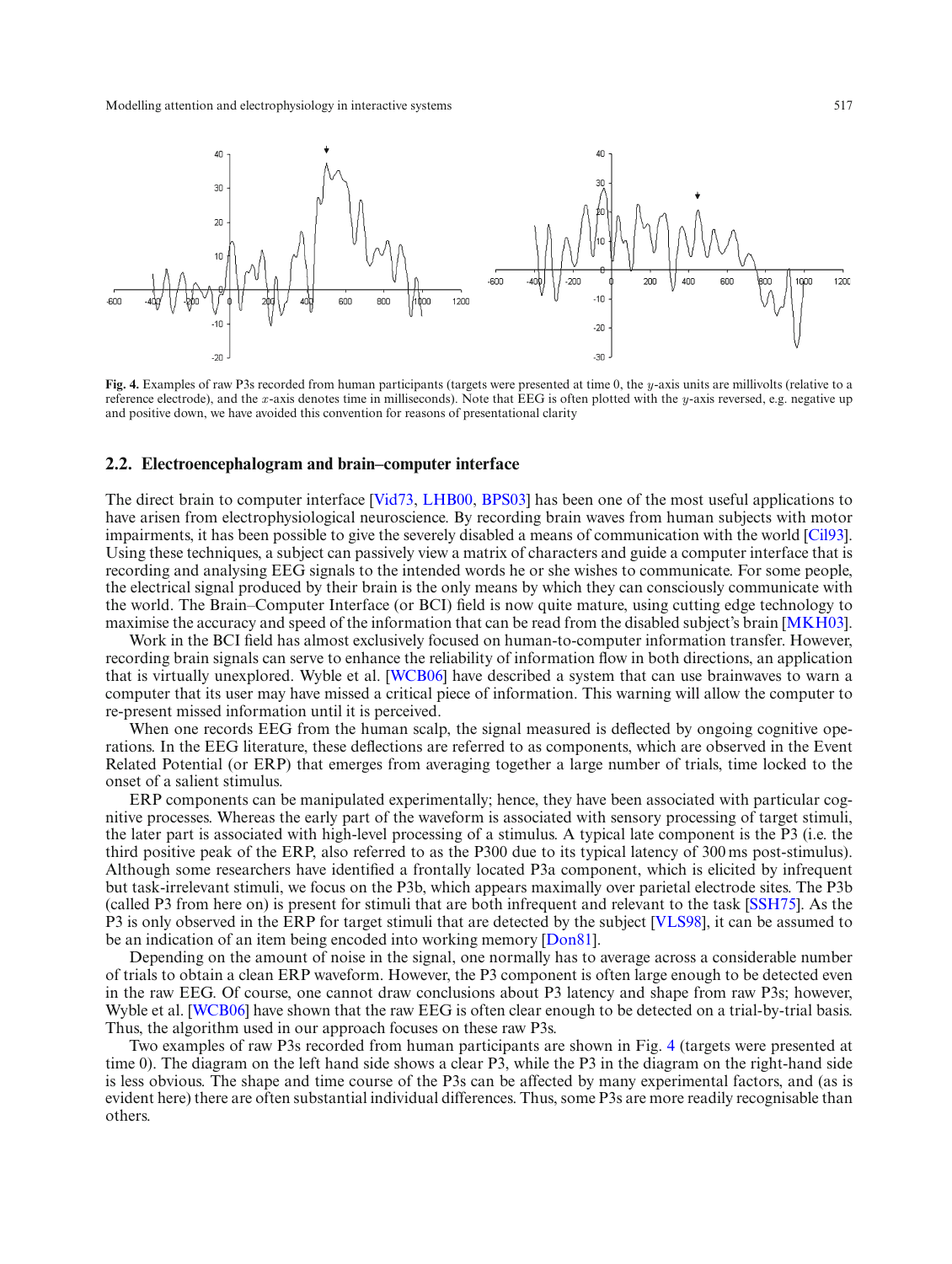**Fig. 4.** Examples of raw P3s recorded from human participants (targets were presented at time 0, the $y$-axis units are millivolts (relative to a reference electrode), and the $x$-axis denotes time in milliseconds). Note that EEG is often plotted with the $y$-axis reversed, e.g. negative up and positive down, we have avoided this convention for reasons of presentational clarity

### 2.2. Electroencephalogram and brain–computer interface

The direct brain to computer interface [Vid73, LHB00, BPS03] has been one of the most useful applications to have arisen from electrophysiological neuroscience. By recording brain waves from human subjects with motor impairments, it has been possible to give the severely disabled a means of communication with the world [Cil93]. Using these techniques, a subject can passively view a matrix of characters and guide a computer interface that is recording and analysing EEG signals to the intended words he or she wishes to communicate. For some people, the electrical signal produced by their brain is the only means by which they can consciously communicate with the world. The Brain–Computer Interface (or BCI) field is now quite mature, using cutting edge technology to maximise the accuracy and speed of the information that can be read from the disabled subject's brain [MKH03].

Work in the BCI field has almost exclusively focused on human-to-computer information transfer. However, recording brain signals can serve to enhance the reliability of information flow in both directions, an application that is virtually unexplored. Wyble et al. [WCB06] have described a system that can use brainwaves to warn a computer that its user may have missed a critical piece of information. This warning will allow the computer to re-present missed information until it is perceived.

When one records EEG from the human scalp, the signal measured is deflected by ongoing cognitive operations. In the EEG literature, these deflections are referred to as components, which are observed in the Event Related Potential (or ERP) that emerges from averaging together a large number of trials, time locked to the onset of a salient stimulus.

ERP components can be manipulated experimentally; hence, they have been associated with particular cognitive processes. Whereas the early part of the waveform is associated with sensory processing of target stimuli, the later part is associated with high-level processing of a stimulus. A typical late component is the P3 (i.e. the third positive peak of the ERP, also referred to as the P300 due to its typical latency of 300 ms post-stimulus). Although some researchers have identified a frontally located P3a component, which is elicited by infrequent but task-irrelevant stimuli, we focus on the P3b, which appears maximally over parietal electrode sites. The P3b (called P3 from here on) is present for stimuli that are both infrequent and relevant to the task [SSH75]. As the P3 is only observed in the ERP for target stimuli that are detected by the subject [VLS98], it can be assumed to be an indication of an item being encoded into working memory [Don81].

Depending on the amount of noise in the signal, one normally has to average across a considerable number of trials to obtain a clean ERP waveform. However, the P3 component is often large enough to be detected even in the raw EEG. Of course, one cannot draw conclusions about P3 latency and shape from raw P3s; however, Wyble et al. [WCB06] have shown that the raw EEG is often clear enough to be detected on a trial-by-trial basis. Thus, the algorithm used in our approach focuses on these raw P3s.

Two examples of raw P3s recorded from human participants are shown in Fig. 4 (targets were presented at time 0). The diagram on the left hand side shows a clear P3, while the P3 in the diagram on the right-hand side is less obvious. The shape and time course of the P3s can be affected by many experimental factors, and (as is evident here) there are often substantial individual differences. Thus, some P3s are more readily recognisable than others.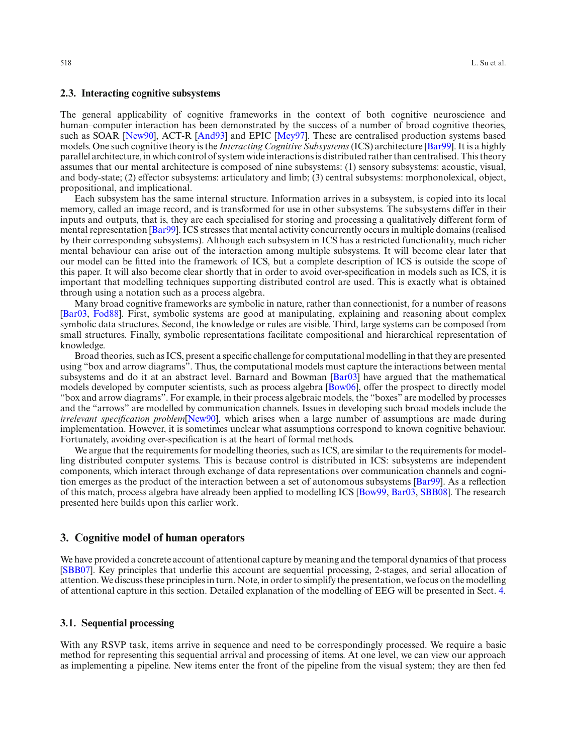### 2.3. Interacting cognitive subsystems

The general applicability of cognitive frameworks in the context of both cognitive neuroscience and human–computer interaction has been demonstrated by the success of a number of broad cognitive theories, such as SOAR [New90], ACT-R [And93] and EPIC [Mey97]. These are centralised production systems based models. One such cognitive theory is the *Interacting Cognitive Subsystems* (ICS) architecture [Bar99]. It is a highly parallel architecture, in which control of system wide interactions is distributed rather than centralised. This theory assumes that our mental architecture is composed of nine subsystems: (1) sensory subsystems: acoustic, visual, and body-state; (2) effector subsystems: articulatory and limb; (3) central subsystems: morphonolexical, object, propositional, and implicational.

Each subsystem has the same internal structure. Information arrives in a subsystem, is copied into its local memory, called an image record, and is transformed for use in other subsystems. The subsystems differ in their inputs and outputs, that is, they are each specialised for storing and processing a qualitatively different form of mental representation [Bar99]. ICS stresses that mental activity concurrently occurs in multiple domains (realised by their corresponding subsystems). Although each subsystem in ICS has a restricted functionality, much richer mental behaviour can arise out of the interaction among multiple subsystems. It will become clear later that our model can be fitted into the framework of ICS, but a complete description of ICS is outside the scope of this paper. It will also become clear shortly that in order to avoid over-specification in models such as ICS, it is important that modelling techniques supporting distributed control are used. This is exactly what is obtained through using a notation such as a process algebra.

Many broad cognitive frameworks are symbolic in nature, rather than connectionist, for a number of reasons [Bar03, Fod88]. First, symbolic systems are good at manipulating, explaining and reasoning about complex symbolic data structures. Second, the knowledge or rules are visible. Third, large systems can be composed from small structures. Finally, symbolic representations facilitate compositional and hierarchical representation of knowledge.

Broad theories, such as ICS, present a specific challenge for computational modelling in that they are presented using "box and arrow diagrams". Thus, the computational models must capture the interactions between mental subsystems and do it at an abstract level. Barnard and Bowman [Bar03] have argued that the mathematical models developed by computer scientists, such as process algebra [Bow06], offer the prospect to directly model "box and arrow diagrams". For example, in their process algebraic models, the "boxes" are modelled by processes and the "arrows" are modelled by communication channels. Issues in developing such broad models include the *irrelevant specification problem*[New90], which arises when a large number of assumptions are made during implementation. However, it is sometimes unclear what assumptions correspond to known cognitive behaviour. Fortunately, avoiding over-specification is at the heart of formal methods.

We argue that the requirements for modelling theories, such as ICS, are similar to the requirements for modelling distributed computer systems. This is because control is distributed in ICS: subsystems are independent components, which interact through exchange of data representations over communication channels and cognition emerges as the product of the interaction between a set of autonomous subsystems [Bar99]. As a reflection of this match, process algebra have already been applied to modelling ICS [Bow99, Bar03, SBB08]. The research presented here builds upon this earlier work.

## 3. Cognitive model of human operators

We have provided a concrete account of attentional capture by meaning and the temporal dynamics of that process [SBB07]. Key principles that underlie this account are sequential processing, 2-stages, and serial allocation of attention. We discuss these principles in turn. Note, in order to simplify the presentation, we focus on the modelling of attentional capture in this section. Detailed explanation of the modelling of EEG will be presented in Sect. 4.

### 3.1. Sequential processing

With any RSVP task, items arrive in sequence and need to be correspondingly processed. We require a basic method for representing this sequential arrival and processing of items. At one level, we can view our approach as implementing a pipeline. New items enter the front of the pipeline from the visual system; they are then fed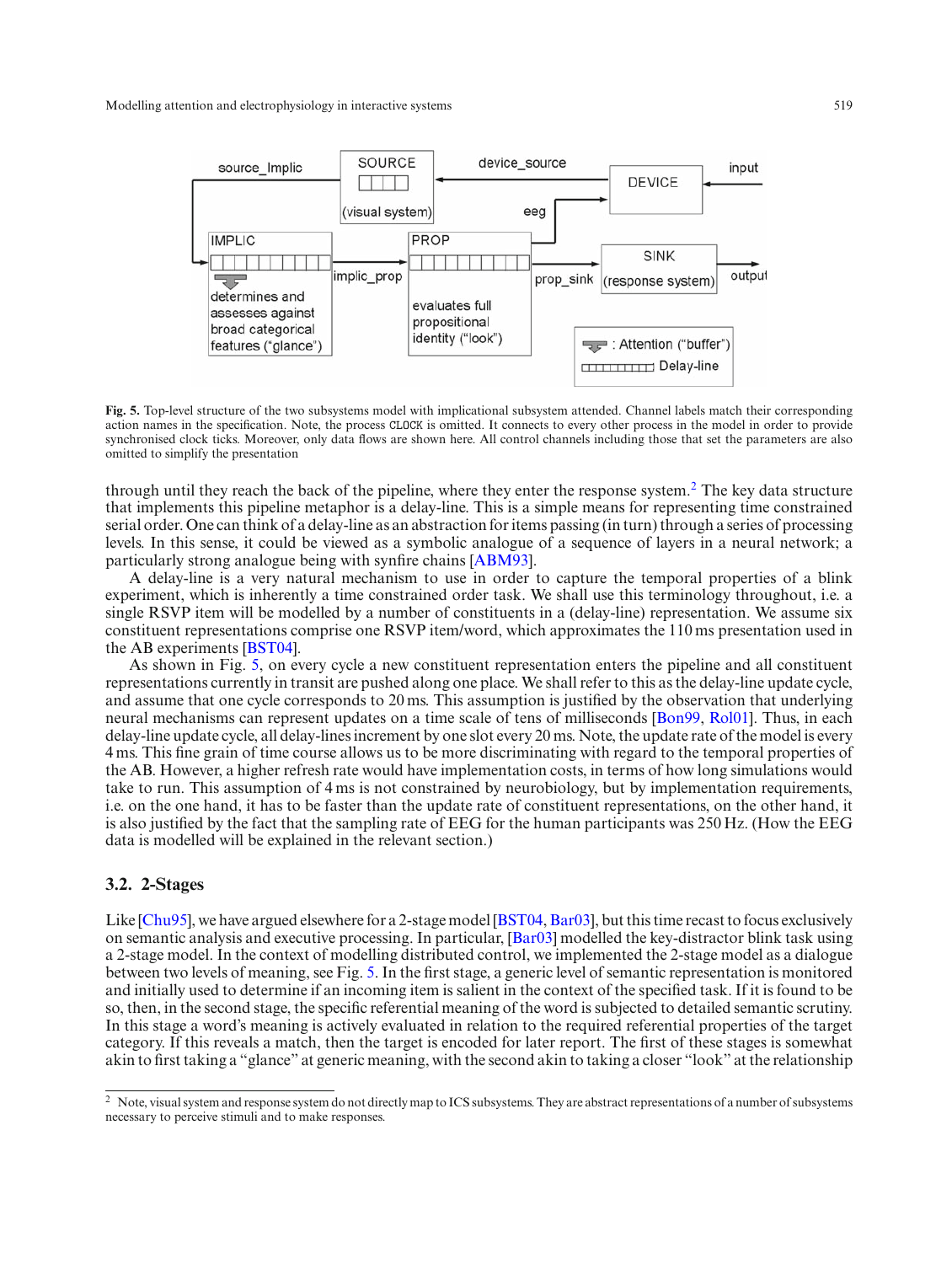**Fig. 5.** Top-level structure of the two subsystems model with implicational subsystem attended. Channel labels match their corresponding action names in the specification. Note, the process CLOCK is omitted. It connects to every other process in the model in order to provide synchronised clock ticks. Moreover, only data flows are shown here. All control channels including those that set the parameters are also omitted to simplify the presentation

through until they reach the back of the pipeline, where they enter the response system.[2] The key data structure that implements this pipeline metaphor is a delay-line. This is a simple means for representing time constrained serial order. One can think of a delay-line as an abstraction for items passing (in turn) through a series of processing levels. In this sense, it could be viewed as a symbolic analogue of a sequence of layers in a neural network; a particularly strong analogue being with synfire chains [ABM93].

A delay-line is a very natural mechanism to use in order to capture the temporal properties of a blink experiment, which is inherently a time constrained order task. We shall use this terminology throughout, i.e. a single RSVP item will be modelled by a number of constituents in a (delay-line) representation. We assume six constituent representations comprise one RSVP item/word, which approximates the 110 ms presentation used in the AB experiments [BST04].

As shown in Fig. 5, on every cycle a new constituent representation enters the pipeline and all constituent representations currently in transit are pushed along one place. We shall refer to this as the delay-line update cycle, and assume that one cycle corresponds to 20 ms. This assumption is justified by the observation that underlying neural mechanisms can represent updates on a time scale of tens of milliseconds [Bon99, Rol01]. Thus, in each delay-line update cycle, all delay-lines increment by one slot every 20 ms. Note, the update rate of the model is every 4 ms. This fine grain of time course allows us to be more discriminating with regard to the temporal properties of the AB. However, a higher refresh rate would have implementation costs, in terms of how long simulations would take to run. This assumption of 4 ms is not constrained by neurobiology, but by implementation requirements, i.e. on the one hand, it has to be faster than the update rate of constituent representations, on the other hand, it is also justified by the fact that the sampling rate of EEG for the human participants was 250 Hz. (How the EEG data is modelled will be explained in the relevant section.)

### 3.2. 2-Stages

Like [Chu95], we have argued elsewhere for a 2-stage model [BST04, Bar03], but this time recast to focus exclusively on semantic analysis and executive processing. In particular, [Bar03] modelled the key-distractor blink task using a 2-stage model. In the context of modelling distributed control, we implemented the 2-stage model as a dialogue between two levels of meaning, see Fig. 5. In the first stage, a generic level of semantic representation is monitored and initially used to determine if an incoming item is salient in the context of the specified task. If it is found to be so, then, in the second stage, the specific referential meaning of the word is subjected to detailed semantic scrutiny. In this stage a word's meaning is actively evaluated in relation to the required referential properties of the target category. If this reveals a match, then the target is encoded for later report. The first of these stages is somewhat akin to first taking a "glance" at generic meaning, with the second akin to taking a closer "look" at the relationship

[2] Note, visual system and response system do not directly map to ICS subsystems. They are abstract representations of a number of subsystems necessary to perceive stimuli and to make responses.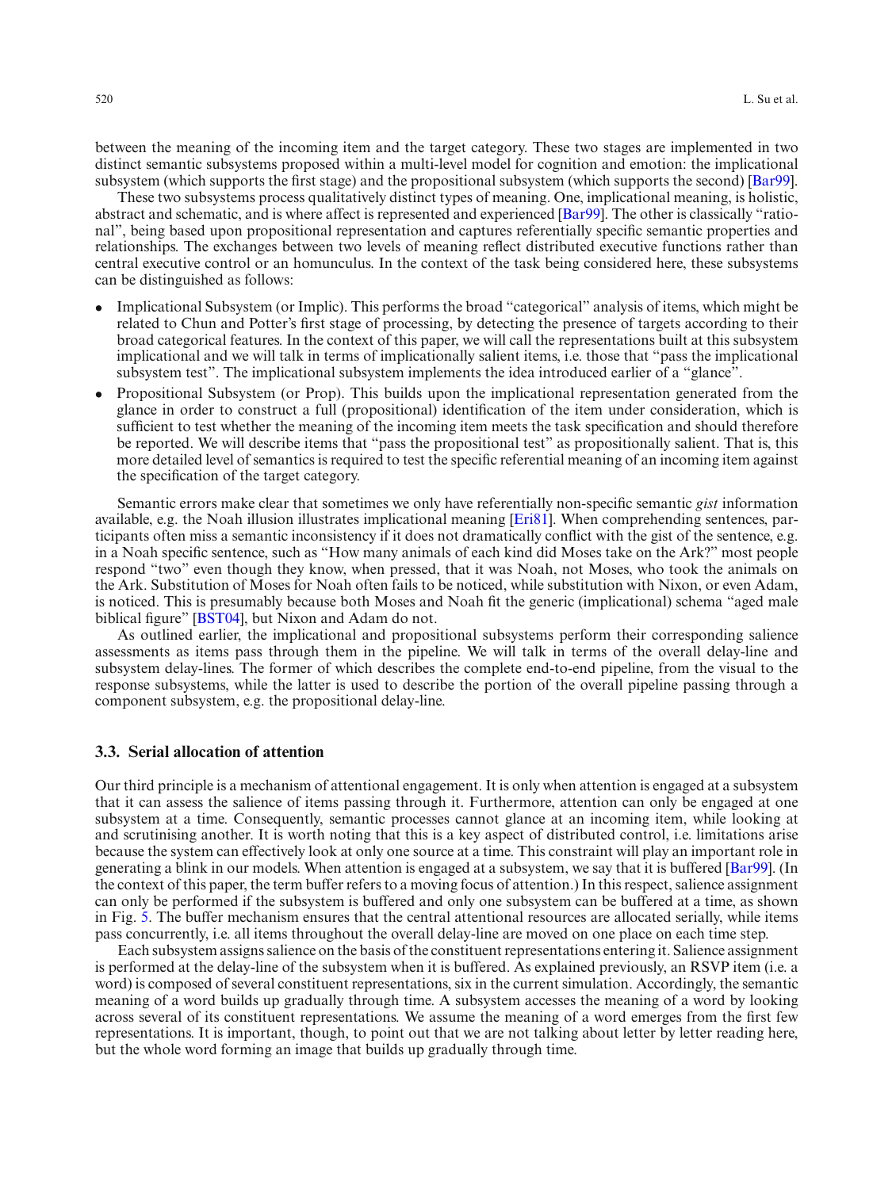between the meaning of the incoming item and the target category. These two stages are implemented in two distinct semantic subsystems proposed within a multi-level model for cognition and emotion: the implicational subsystem (which supports the first stage) and the propositional subsystem (which supports the second) [Bar99].

These two subsystems process qualitatively distinct types of meaning. One, implicational meaning, is holistic, abstract and schematic, and is where affect is represented and experienced [Bar99]. The other is classically "rational", being based upon propositional representation and captures referentially specific semantic properties and relationships. The exchanges between two levels of meaning reflect distributed executive functions rather than central executive control or an homunculus. In the context of the task being considered here, these subsystems can be distinguished as follows:

- Implicational Subsystem (or Implic). This performs the broad "categorical" analysis of items, which might be related to Chun and Potter's first stage of processing, by detecting the presence of targets according to their broad categorical features. In the context of this paper, we will call the representations built at this subsystem implicational and we will talk in terms of implicationally salient items, i.e. those that "pass the implicational subsystem test". The implicational subsystem implements the idea introduced earlier of a "glance".
- Propositional Subsystem (or Prop). This builds upon the implicational representation generated from the glance in order to construct a full (propositional) identification of the item under consideration, which is sufficient to test whether the meaning of the incoming item meets the task specification and should therefore be reported. We will describe items that "pass the propositional test" as propositionally salient. That is, this more detailed level of semantics is required to test the specific referential meaning of an incoming item against the specification of the target category.

Semantic errors make clear that sometimes we only have referentially non-specific semantic *gist* information available, e.g. the Noah illusion illustrates implicational meaning [Eri81]. When comprehending sentences, participants often miss a semantic inconsistency if it does not dramatically conflict with the gist of the sentence, e.g. in a Noah specific sentence, such as "How many animals of each kind did Moses take on the Ark?" most people respond "two" even though they know, when pressed, that it was Noah, not Moses, who took the animals on the Ark. Substitution of Moses for Noah often fails to be noticed, while substitution with Nixon, or even Adam, is noticed. This is presumably because both Moses and Noah fit the generic (implicational) schema "aged male biblical figure" [BST04], but Nixon and Adam do not.

As outlined earlier, the implicational and propositional subsystems perform their corresponding salience assessments as items pass through them in the pipeline. We will talk in terms of the overall delay-line and subsystem delay-lines. The former of which describes the complete end-to-end pipeline, from the visual to the response subsystems, while the latter is used to describe the portion of the overall pipeline passing through a component subsystem, e.g. the propositional delay-line.

### 3.3. Serial allocation of attention

Our third principle is a mechanism of attentional engagement. It is only when attention is engaged at a subsystem that it can assess the salience of items passing through it. Furthermore, attention can only be engaged at one subsystem at a time. Consequently, semantic processes cannot glance at an incoming item, while looking at and scrutinising another. It is worth noting that this is a key aspect of distributed control, i.e. limitations arise because the system can effectively look at only one source at a time. This constraint will play an important role in generating a blink in our models. When attention is engaged at a subsystem, we say that it is buffered [Bar99]. (In the context of this paper, the term buffer refers to a moving focus of attention.) In this respect, salience assignment can only be performed if the subsystem is buffered and only one subsystem can be buffered at a time, as shown in Fig. 5. The buffer mechanism ensures that the central attentional resources are allocated serially, while items pass concurrently, i.e. all items throughout the overall delay-line are moved on one place on each time step.

Each subsystem assigns salience on the basis of the constituent representations entering it. Salience assignment is performed at the delay-line of the subsystem when it is buffered. As explained previously, an RSVP item (i.e. a word) is composed of several constituent representations, six in the current simulation. Accordingly, the semantic meaning of a word builds up gradually through time. A subsystem accesses the meaning of a word by looking across several of its constituent representations. We assume the meaning of a word emerges from the first few representations. It is important, though, to point out that we are not talking about letter by letter reading here, but the whole word forming an image that builds up gradually through time.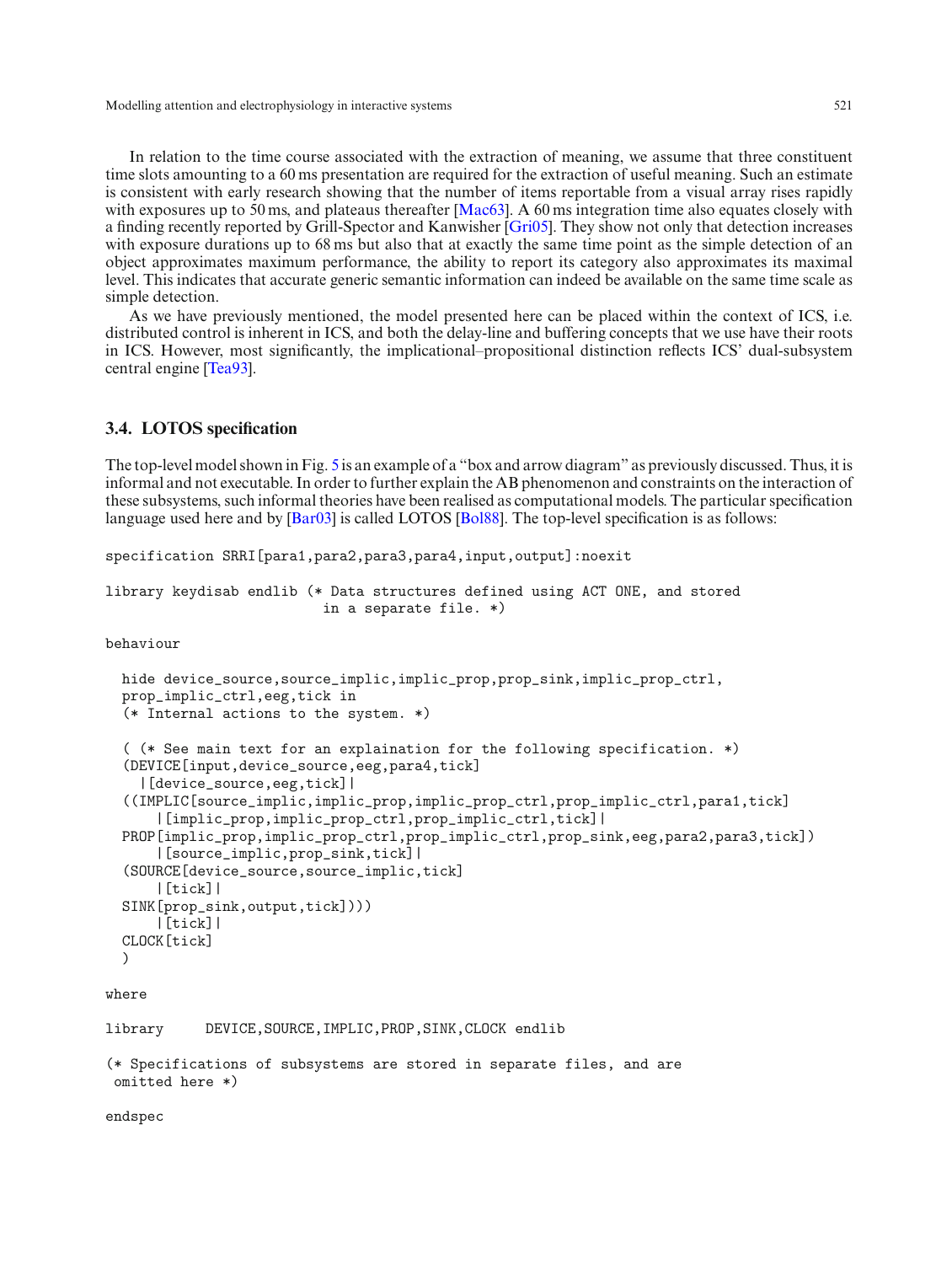In relation to the time course associated with the extraction of meaning, we assume that three constituent time slots amounting to a 60 ms presentation are required for the extraction of useful meaning. Such an estimate is consistent with early research showing that the number of items reportable from a visual array rises rapidly with exposures up to 50 ms, and plateaus thereafter [Mac63]. A 60 ms integration time also equates closely with a finding recently reported by Grill-Spector and Kanwisher [Gri05]. They show not only that detection increases with exposure durations up to 68 ms but also that at exactly the same time point as the simple detection of an object approximates maximum performance, the ability to report its category also approximates its maximal level. This indicates that accurate generic semantic information can indeed be available on the same time scale as simple detection.

As we have previously mentioned, the model presented here can be placed within the context of ICS, i.e. distributed control is inherent in ICS, and both the delay-line and buffering concepts that we use have their roots in ICS. However, most significantly, the implicational–propositional distinction reflects ICS' dual-subsystem central engine [Tea93].

### 3.4. LOTOS specification

The top-level model shown in Fig. 5 is an example of a "box and arrow diagram" as previously discussed. Thus, it is informal and not executable. In order to further explain the AB phenomenon and constraints on the interaction of these subsystems, such informal theories have been realised as computational models. The particular specification language used here and by [Bar03] is called LOTOS [Bol88]. The top-level specification is as follows:

```
specification SRRI[para1,para2,para3,para4,input,output]:noexit

library keydisab endlib (* Data structures defined using ACT ONE, and stored
                          in a separate file. *)

behaviour

  hide device_source,source_implic,implic_prop,prop_sink,implic_prop_ctrl,
  prop_implic_ctrl,eeg,tick in
  (* Internal actions to the system. *)

  ( (* See main text for an explaination for the following specification. *)
  (DEVICE[input,device_source,eeg,para4,tick]
    |[device_source,eeg,tick]|
  ((IMPLIC[source_implic,implic_prop,implic_prop_ctrl,prop_implic_ctrl,para1,tick]
      |[implic_prop,implic_prop_ctrl,prop_implic_ctrl,tick]|
  PROP[implic_prop,implic_prop_ctrl,prop_implic_ctrl,prop_sink,eeg,para2,para3,tick])
      |[source_implic,prop_sink,tick]|
  (SOURCE[device_source,source_implic,tick]
      |[tick]|
  SINK[prop_sink,output,tick])))
      |[tick]|
  CLOCK[tick]
  )

where

library     DEVICE,SOURCE,IMPLIC,PROP,SINK,CLOCK endlib

(* Specifications of subsystems are stored in separate files, and are
 omitted here *)

endspec
```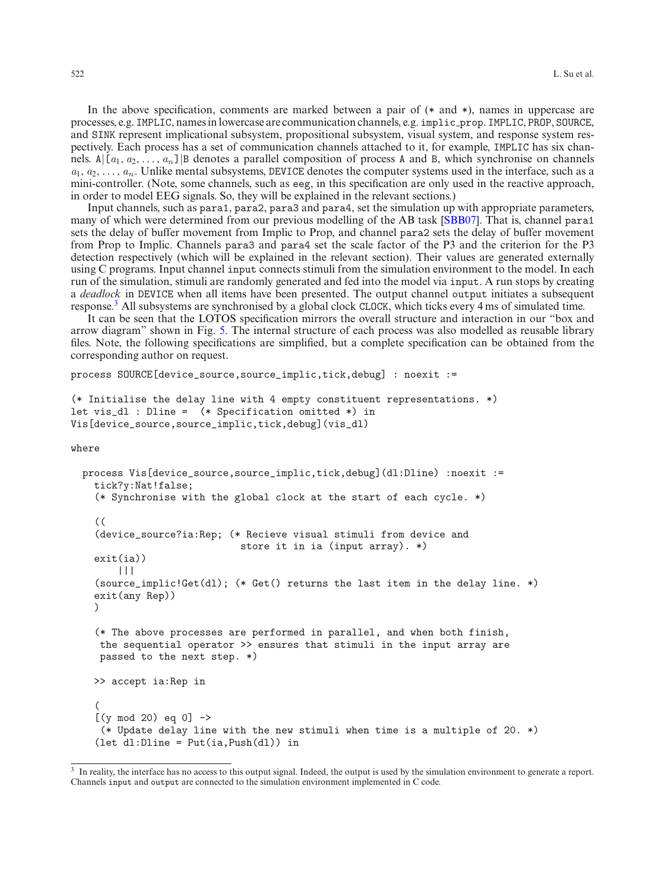In the above specification, comments are marked between a pair of (* and *), names in uppercase are processes, e.g. IMPLIC, names in lowercase are communication channels, e.g. implic_prop. IMPLIC, PROP, SOURCE, and SINK represent implicational subsystem, propositional subsystem, visual system, and response system respectively. Each process has a set of communication channels attached to it, for example, IMPLIC has six channels. $A|[a_1, a_2, \ldots, a_n]|B$ denotes a parallel composition of process A and B, which synchronise on channels $a_1, a_2, \ldots, a_n$. Unlike mental subsystems, DEVICE denotes the computer systems used in the interface, such as a mini-controller. (Note, some channels, such as eeg, in this specification are only used in the reactive approach, in order to model EEG signals. So, they will be explained in the relevant sections.)

Input channels, such as para1, para2, para3 and para4, set the simulation up with appropriate parameters, many of which were determined from our previous modelling of the AB task [SBB07]. That is, channel para1 sets the delay of buffer movement from Implic to Prop, and channel para2 sets the delay of buffer movement from Prop to Implic. Channels para3 and para4 set the scale factor of the P3 and the criterion for the P3 detection respectively (which will be explained in the relevant section). Their values are generated externally using C programs. Input channel input connects stimuli from the simulation environment to the model. In each run of the simulation, stimuli are randomly generated and fed into the model via input. A run stops by creating a *deadlock* in DEVICE when all items have been presented. The output channel output initiates a subsequent response.[3] All subsystems are synchronised by a global clock CLOCK, which ticks every 4 ms of simulated time.

It can be seen that the LOTOS specification mirrors the overall structure and interaction in our "box and arrow diagram" shown in Fig. 5. The internal structure of each process was also modelled as reusable library files. Note, the following specifications are simplified, but a complete specification can be obtained from the corresponding author on request.

```
process SOURCE[device_source,source_implic,tick,debug] : noexit :=

(* Initialise the delay line with 4 empty constituent representations. *)
let vis_dl : Dline =  (* Specification omitted *) in
Vis[device_source,source_implic,tick,debug](vis_dl)

where

  process Vis[device_source,source_implic,tick,debug](dl:Dline) :noexit :=
    tick?y:Nat!false;
    (* Synchronise with the global clock at the start of each cycle. *)

    ((
    (device_source?ia:Rep; (* Recieve visual stimuli from device and
                              store it in ia (input array). *)
    exit(ia))
        |||
    (source_implic!Get(dl); (* Get() returns the last item in the delay line. *)
    exit(any Rep))
    )

    (* The above processes are performed in parallel, and when both finish,
     the sequential operator >> ensures that stimuli in the input array are
     passed to the next step. *)

    >> accept ia:Rep in

    (
    [(y mod 20) eq 0] ->
     (* Update delay line with the new stimuli when time is a multiple of 20. *)
    (let dl:Dline = Put(ia,Push(dl)) in
```

[3] In reality, the interface has no access to this output signal. Indeed, the output is used by the simulation environment to generate a report. Channels input and output are connected to the simulation environment implemented in C code.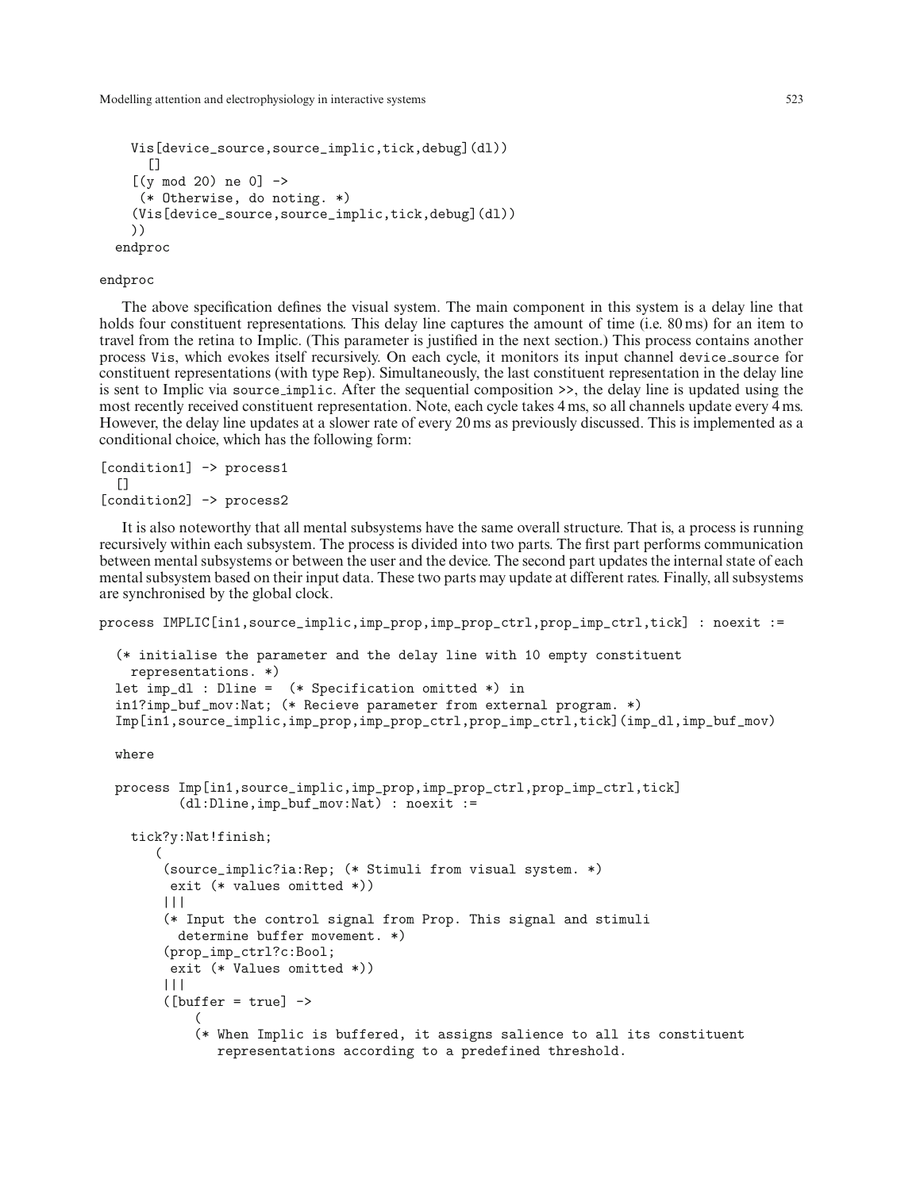```
    Vis[device_source,source_implic,tick,debug](dl))
      []
    [(y mod 20) ne 0] ->
     (* Otherwise, do noting. *)
    (Vis[device_source,source_implic,tick,debug](dl))
    ))
  endproc

endproc
```

The above specification defines the visual system. The main component in this system is a delay line that holds four constituent representations. This delay line captures the amount of time (i.e. 80 ms) for an item to travel from the retina to Implic. (This parameter is justified in the next section.) This process contains another process Vis, which evokes itself recursively. On each cycle, it monitors its input channel device_source for constituent representations (with type Rep). Simultaneously, the last constituent representation in the delay line is sent to Implic via source_implic. After the sequential composition >>, the delay line is updated using the most recently received constituent representation. Note, each cycle takes 4 ms, so all channels update every 4 ms. However, the delay line updates at a slower rate of every 20 ms as previously discussed. This is implemented as a conditional choice, which has the following form:

```
[condition1] -> process1
  []
[condition2] -> process2
```

It is also noteworthy that all mental subsystems have the same overall structure. That is, a process is running recursively within each subsystem. The process is divided into two parts. The first part performs communication between mental subsystems or between the user and the device. The second part updates the internal state of each mental subsystem based on their input data. These two parts may update at different rates. Finally, all subsystems are synchronised by the global clock.

```
process IMPLIC[in1,source_implic,imp_prop,imp_prop_ctrl,prop_imp_ctrl,tick] : noexit :=

  (* initialise the parameter and the delay line with 10 empty constituent
    representations. *)
  let imp_dl : Dline =  (* Specification omitted *) in
  in1?imp_buf_mov:Nat; (* Recieve parameter from external program. *)
  Imp[in1,source_implic,imp_prop,imp_prop_ctrl,prop_imp_ctrl,tick](imp_dl,imp_buf_mov)

  where

  process Imp[in1,source_implic,imp_prop,imp_prop_ctrl,prop_imp_ctrl,tick]
          (dl:Dline,imp_buf_mov:Nat) : noexit :=

    tick?y:Nat!finish;
       (
        (source_implic?ia:Rep; (* Stimuli from visual system. *)
         exit (* values omitted *))
        |||
        (* Input the control signal from Prop. This signal and stimuli
          determine buffer movement. *)
        (prop_imp_ctrl?c:Bool;
         exit (* Values omitted *))
        |||
        ([buffer = true] ->
            (
            (* When Implic is buffered, it assigns salience to all its constituent
               representations according to a predefined threshold.
```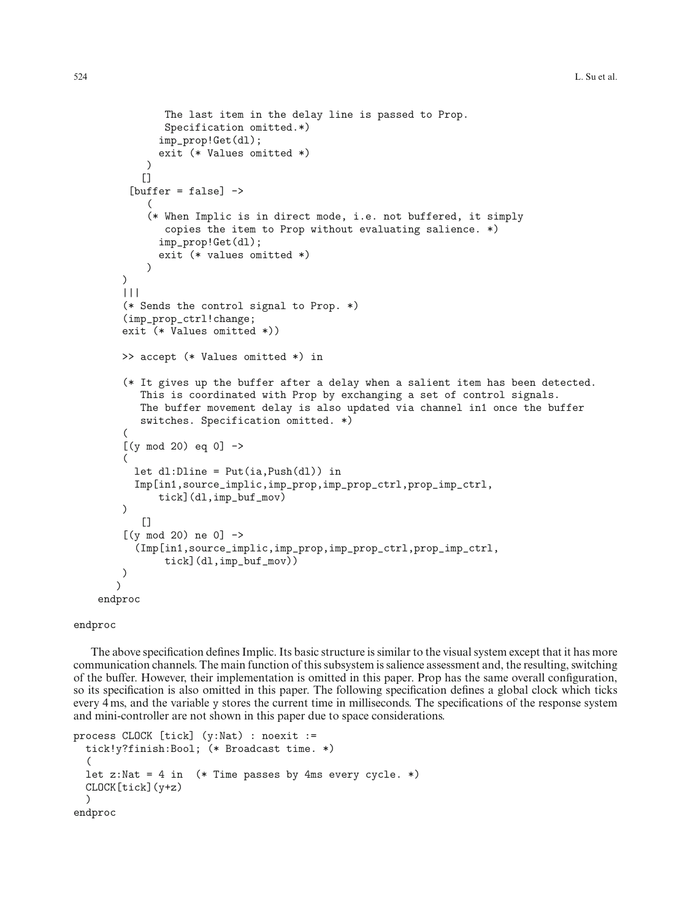```
               The last item in the delay line is passed to Prop.
               Specification omitted.*)
              imp_prop!Get(dl);
              exit (* Values omitted *)
            )
           []
         [buffer = false] ->
            (
            (* When Implic is in direct mode, i.e. not buffered, it simply
               copies the item to Prop without evaluating salience. *)
              imp_prop!Get(dl);
              exit (* values omitted *)
            )
        )
        |||
        (* Sends the control signal to Prop. *)
        (imp_prop_ctrl!change;
        exit (* Values omitted *))

        >> accept (* Values omitted *) in

        (* It gives up the buffer after a delay when a salient item has been detected.
           This is coordinated with Prop by exchanging a set of control signals.
           The buffer movement delay is also updated via channel in1 once the buffer
           switches. Specification omitted. *)
        (
        [(y mod 20) eq 0] ->
        (
          let dl:Dline = Put(ia,Push(dl)) in
          Imp[in1,source_implic,imp_prop,imp_prop_ctrl,prop_imp_ctrl,
              tick](dl,imp_buf_mov)
        )
           []
        [(y mod 20) ne 0] ->
          (Imp[in1,source_implic,imp_prop,imp_prop_ctrl,prop_imp_ctrl,
               tick](dl,imp_buf_mov))
        )
       )
    endproc

endproc
```

The above specification defines Implic. Its basic structure is similar to the visual system except that it has more communication channels. The main function of this subsystem is salience assessment and, the resulting, switching of the buffer. However, their implementation is omitted in this paper. Prop has the same overall configuration, so its specification is also omitted in this paper. The following specification defines a global clock which ticks every 4 ms, and the variable y stores the current time in milliseconds. The specifications of the response system and mini-controller are not shown in this paper due to space considerations.

```
process CLOCK [tick] (y:Nat) : noexit :=
  tick!y?finish:Bool; (* Broadcast time. *)
  (
  let z:Nat = 4 in  (* Time passes by 4ms every cycle. *)
  CLOCK[tick](y+z)
  )
endproc
```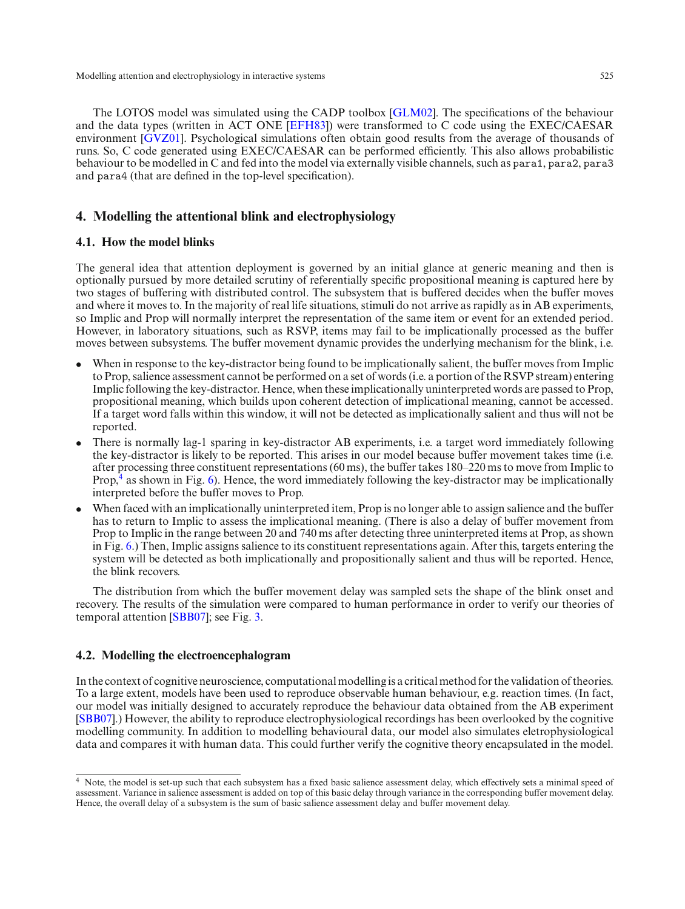The LOTOS model was simulated using the CADP toolbox [GLM02]. The specifications of the behaviour and the data types (written in ACT ONE [EFH83]) were transformed to C code using the EXEC/CAESAR environment [GVZ01]. Psychological simulations often obtain good results from the average of thousands of runs. So, C code generated using EXEC/CAESAR can be performed efficiently. This also allows probabilistic behaviour to be modelled in C and fed into the model via externally visible channels, such as `para1`, `para2`, `para3` and `para4` (that are defined in the top-level specification).

## 4. Modelling the attentional blink and electrophysiology

### 4.1. How the model blinks

The general idea that attention deployment is governed by an initial glance at generic meaning and then is optionally pursued by more detailed scrutiny of referentially specific propositional meaning is captured here by two stages of buffering with distributed control. The subsystem that is buffered decides when the buffer moves and where it moves to. In the majority of real life situations, stimuli do not arrive as rapidly as in AB experiments, so Implic and Prop will normally interpret the representation of the same item or event for an extended period. However, in laboratory situations, such as RSVP, items may fail to be implicationally processed as the buffer moves between subsystems. The buffer movement dynamic provides the underlying mechanism for the blink, i.e.

- When in response to the key-distractor being found to be implicationally salient, the buffer moves from Implic to Prop, salience assessment cannot be performed on a set of words (i.e. a portion of the RSVP stream) entering Implic following the key-distractor. Hence, when these implicationally uninterpreted words are passed to Prop, propositional meaning, which builds upon coherent detection of implicational meaning, cannot be accessed. If a target word falls within this window, it will not be detected as implicationally salient and thus will not be reported.
- There is normally lag-1 sparing in key-distractor AB experiments, i.e. a target word immediately following the key-distractor is likely to be reported. This arises in our model because buffer movement takes time (i.e. after processing three constituent representations (60 ms), the buffer takes 180–220 ms to move from Implic to Prop,[4] as shown in Fig. 6). Hence, the word immediately following the key-distractor may be implicationally interpreted before the buffer moves to Prop.
- When faced with an implicationally uninterpreted item, Prop is no longer able to assign salience and the buffer has to return to Implic to assess the implicational meaning. (There is also a delay of buffer movement from Prop to Implic in the range between 20 and 740 ms after detecting three uninterpreted items at Prop, as shown in Fig. 6.) Then, Implic assigns salience to its constituent representations again. After this, targets entering the system will be detected as both implicationally and propositionally salient and thus will be reported. Hence, the blink recovers.

The distribution from which the buffer movement delay was sampled sets the shape of the blink onset and recovery. The results of the simulation were compared to human performance in order to verify our theories of temporal attention [SBB07]; see Fig. 3.

### 4.2. Modelling the electroencephalogram

In the context of cognitive neuroscience, computational modelling is a critical method for the validation of theories. To a large extent, models have been used to reproduce observable human behaviour, e.g. reaction times. (In fact, our model was initially designed to accurately reproduce the behaviour data obtained from the AB experiment [SBB07].) However, the ability to reproduce electrophysiological recordings has been overlooked by the cognitive modelling community. In addition to modelling behavioural data, our model also simulates eletrophysiological data and compares it with human data. This could further verify the cognitive theory encapsulated in the model.

[4] Note, the model is set-up such that each subsystem has a fixed basic salience assessment delay, which effectively sets a minimal speed of assessment. Variance in salience assessment is added on top of this basic delay through variance in the corresponding buffer movement delay. Hence, the overall delay of a subsystem is the sum of basic salience assessment delay and buffer movement delay.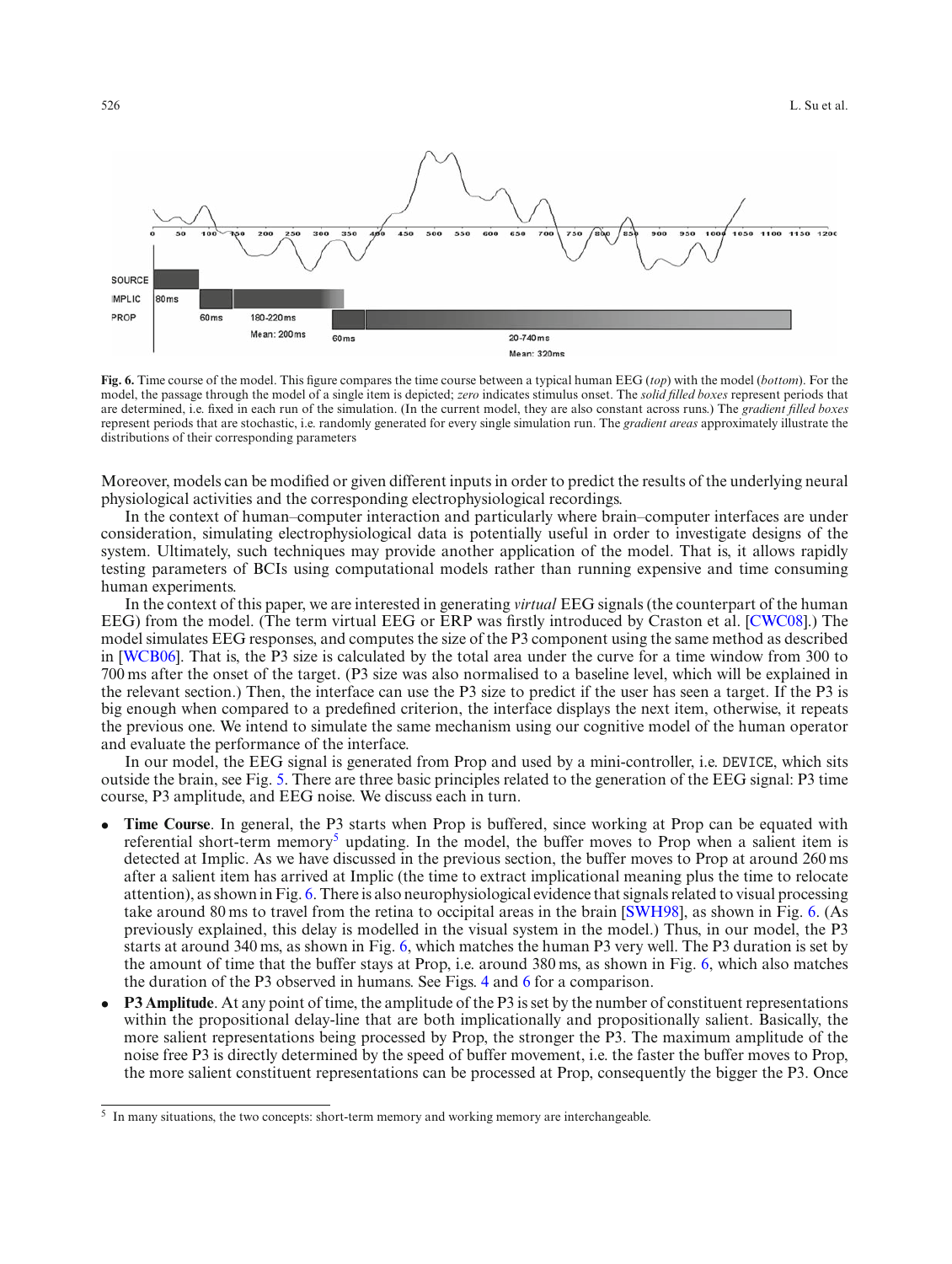Fig. 6. Time course of the model. This figure compares the time course between a typical human EEG (*top*) with the model (*bottom*). For the model, the passage through the model of a single item is depicted; *zero* indicates stimulus onset. The *solid filled boxes* represent periods that are determined, i.e. fixed in each run of the simulation. (In the current model, they are also constant across runs.) The *gradient filled boxes* represent periods that are stochastic, i.e. randomly generated for every single simulation run. The *gradient areas* approximately illustrate the distributions of their corresponding parameters

Moreover, models can be modified or given different inputs in order to predict the results of the underlying neural physiological activities and the corresponding electrophysiological recordings.

In the context of human–computer interaction and particularly where brain–computer interfaces are under consideration, simulating electrophysiological data is potentially useful in order to investigate designs of the system. Ultimately, such techniques may provide another application of the model. That is, it allows rapidly testing parameters of BCIs using computational models rather than running expensive and time consuming human experiments.

In the context of this paper, we are interested in generating *virtual* EEG signals (the counterpart of the human EEG) from the model. (The term virtual EEG or ERP was firstly introduced by Craston et al. [CWC08].) The model simulates EEG responses, and computes the size of the P3 component using the same method as described in [WCB06]. That is, the P3 size is calculated by the total area under the curve for a time window from 300 to 700 ms after the onset of the target. (P3 size was also normalised to a baseline level, which will be explained in the relevant section.) Then, the interface can use the P3 size to predict if the user has seen a target. If the P3 is big enough when compared to a predefined criterion, the interface displays the next item, otherwise, it repeats the previous one. We intend to simulate the same mechanism using our cognitive model of the human operator and evaluate the performance of the interface.

In our model, the EEG signal is generated from Prop and used by a mini-controller, i.e. DEVICE, which sits outside the brain, see Fig. 5. There are three basic principles related to the generation of the EEG signal: P3 time course, P3 amplitude, and EEG noise. We discuss each in turn.

- **Time Course**. In general, the P3 starts when Prop is buffered, since working at Prop can be equated with referential short-term memory[5] updating. In the model, the buffer moves to Prop when a salient item is detected at Implic. As we have discussed in the previous section, the buffer moves to Prop at around 260 ms after a salient item has arrived at Implic (the time to extract implicational meaning plus the time to relocate attention), as shown in Fig. 6. There is also neurophysiological evidence that signals related to visual processing take around 80 ms to travel from the retina to occipital areas in the brain [SWH98], as shown in Fig. 6. (As previously explained, this delay is modelled in the visual system in the model.) Thus, in our model, the P3 starts at around 340 ms, as shown in Fig. 6, which matches the human P3 very well. The P3 duration is set by the amount of time that the buffer stays at Prop, i.e. around 380 ms, as shown in Fig. 6, which also matches the duration of the P3 observed in humans. See Figs. 4 and 6 for a comparison.
- **P3 Amplitude**. At any point of time, the amplitude of the P3 is set by the number of constituent representations within the propositional delay-line that are both implicationally and propositionally salient. Basically, the more salient representations being processed by Prop, the stronger the P3. The maximum amplitude of the noise free P3 is directly determined by the speed of buffer movement, i.e. the faster the buffer moves to Prop, the more salient constituent representations can be processed at Prop, consequently the bigger the P3. Once

[5] In many situations, the two concepts: short-term memory and working memory are interchangeable.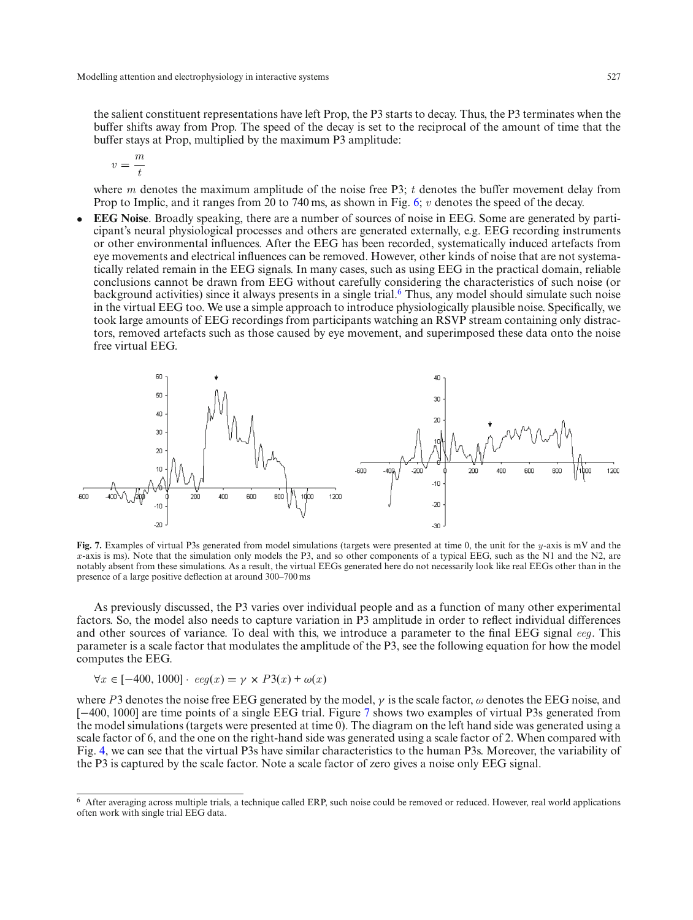the salient constituent representations have left Prop, the P3 starts to decay. Thus, the P3 terminates when the buffer shifts away from Prop. The speed of the decay is set to the reciprocal of the amount of time that the buffer stays at Prop, multiplied by the maximum P3 amplitude:

$$v = \frac{m}{t}$$

where $m$ denotes the maximum amplitude of the noise free P3; $t$ denotes the buffer movement delay from Prop to Implic, and it ranges from 20 to 740 ms, as shown in Fig. 6; $v$ denotes the speed of the decay.

- **EEG Noise**. Broadly speaking, there are a number of sources of noise in EEG. Some are generated by participant's neural physiological processes and others are generated externally, e.g. EEG recording instruments or other environmental influences. After the EEG has been recorded, systematically induced artefacts from eye movements and electrical influences can be removed. However, other kinds of noise that are not systematically related remain in the EEG signals. In many cases, such as using EEG in the practical domain, reliable conclusions cannot be drawn from EEG without carefully considering the characteristics of such noise (or background activities) since it always presents in a single trial.[6] Thus, any model should simulate such noise in the virtual EEG too. We use a simple approach to introduce physiologically plausible noise. Specifically, we took large amounts of EEG recordings from participants watching an RSVP stream containing only distractors, removed artefacts such as those caused by eye movement, and superimposed these data onto the noise free virtual EEG.

**Fig. 7.** Examples of virtual P3s generated from model simulations (targets were presented at time 0, the unit for the $y$-axis is mV and the $x$-axis is ms). Note that the simulation only models the P3, and so other components of a typical EEG, such as the N1 and the N2, are notably absent from these simulations. As a result, the virtual EEGs generated here do not necessarily look like real EEGs other than in the presence of a large positive deflection at around 300–700 ms

As previously discussed, the P3 varies over individual people and as a function of many other experimental factors. So, the model also needs to capture variation in P3 amplitude in order to reflect individual differences and other sources of variance. To deal with this, we introduce a parameter to the final EEG signal $eeg$. This parameter is a scale factor that modulates the amplitude of the P3, see the following equation for how the model computes the EEG.

$$\forall x \in [-400, 1000] \cdot eeg(x) = \gamma \times P3(x) + \omega(x)$$

where $P3$ denotes the noise free EEG generated by the model, $\gamma$ is the scale factor, $\omega$ denotes the EEG noise, and $[-400, 1000]$ are time points of a single EEG trial. Figure 7 shows two examples of virtual P3s generated from the model simulations (targets were presented at time 0). The diagram on the left hand side was generated using a scale factor of 6, and the one on the right-hand side was generated using a scale factor of 2. When compared with Fig. 4, we can see that the virtual P3s have similar characteristics to the human P3s. Moreover, the variability of the P3 is captured by the scale factor. Note a scale factor of zero gives a noise only EEG signal.

[6] After averaging across multiple trials, a technique called ERP, such noise could be removed or reduced. However, real world applications often work with single trial EEG data.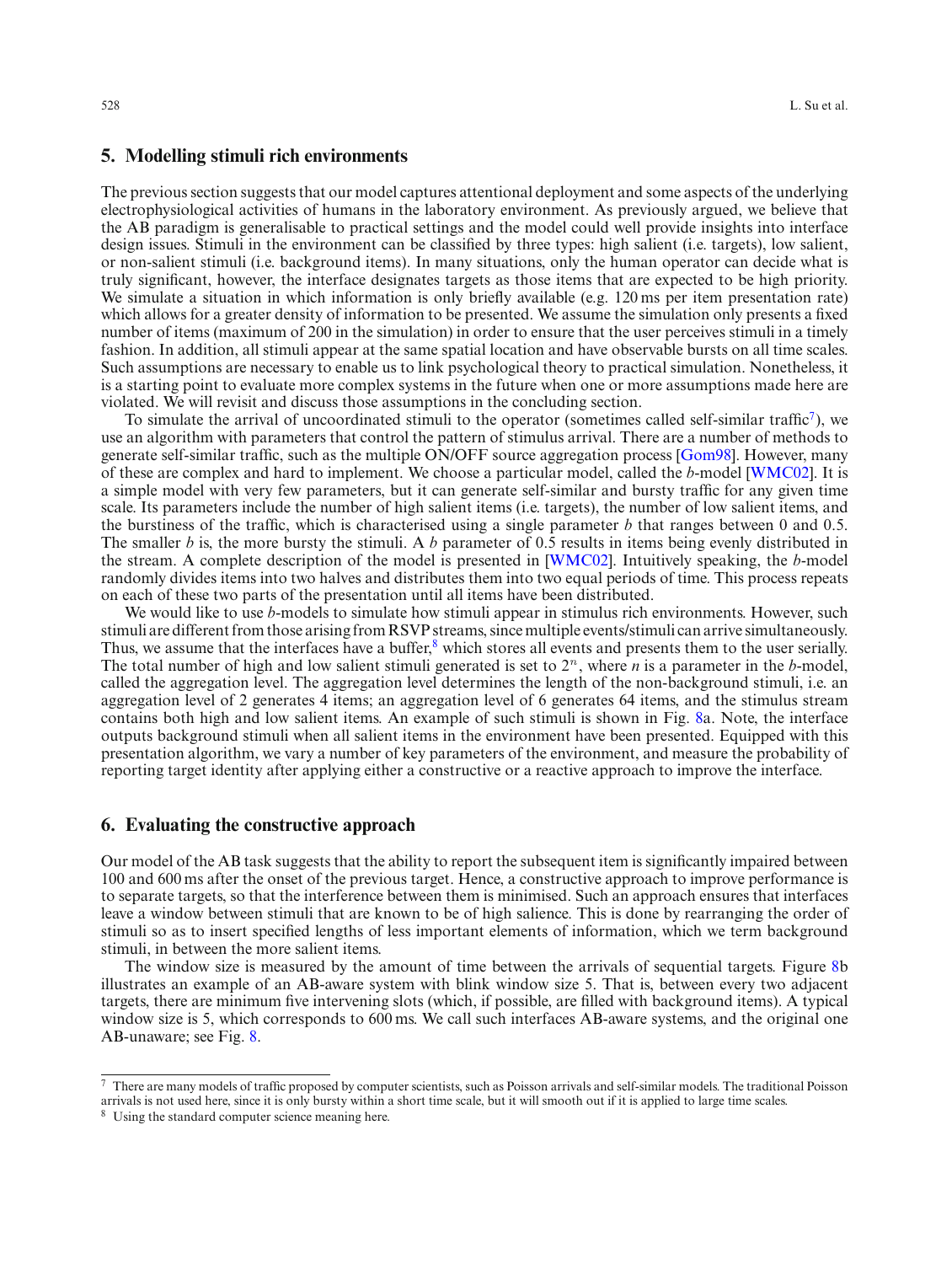## 5. Modelling stimuli rich environments

The previous section suggests that our model captures attentional deployment and some aspects of the underlying electrophysiological activities of humans in the laboratory environment. As previously argued, we believe that the AB paradigm is generalisable to practical settings and the model could well provide insights into interface design issues. Stimuli in the environment can be classified by three types: high salient (i.e. targets), low salient, or non-salient stimuli (i.e. background items). In many situations, only the human operator can decide what is truly significant, however, the interface designates targets as those items that are expected to be high priority. We simulate a situation in which information is only briefly available (e.g. 120 ms per item presentation rate) which allows for a greater density of information to be presented. We assume the simulation only presents a fixed number of items (maximum of 200 in the simulation) in order to ensure that the user perceives stimuli in a timely fashion. In addition, all stimuli appear at the same spatial location and have observable bursts on all time scales. Such assumptions are necessary to enable us to link psychological theory to practical simulation. Nonetheless, it is a starting point to evaluate more complex systems in the future when one or more assumptions made here are violated. We will revisit and discuss those assumptions in the concluding section.

To simulate the arrival of uncoordinated stimuli to the operator (sometimes called self-similar traffic[7]), we use an algorithm with parameters that control the pattern of stimulus arrival. There are a number of methods to generate self-similar traffic, such as the multiple ON/OFF source aggregation process [Gom98]. However, many of these are complex and hard to implement. We choose a particular model, called the *b*-model [WMC02]. It is a simple model with very few parameters, but it can generate self-similar and bursty traffic for any given time scale. Its parameters include the number of high salient items (i.e. targets), the number of low salient items, and the burstiness of the traffic, which is characterised using a single parameter *b* that ranges between 0 and 0.5. The smaller *b* is, the more bursty the stimuli. A *b* parameter of 0.5 results in items being evenly distributed in the stream. A complete description of the model is presented in [WMC02]. Intuitively speaking, the *b*-model randomly divides items into two halves and distributes them into two equal periods of time. This process repeats on each of these two parts of the presentation until all items have been distributed.

We would like to use *b*-models to simulate how stimuli appear in stimulus rich environments. However, such stimuli are different from those arising from RSVP streams, since multiple events/stimuli can arrive simultaneously. Thus, we assume that the interfaces have a buffer,[8] which stores all events and presents them to the user serially. The total number of high and low salient stimuli generated is set to $2^n$, where $n$ is a parameter in the *b*-model, called the aggregation level. The aggregation level determines the length of the non-background stimuli, i.e. an aggregation level of 2 generates 4 items; an aggregation level of 6 generates 64 items, and the stimulus stream contains both high and low salient items. An example of such stimuli is shown in Fig. 8a. Note, the interface outputs background stimuli when all salient items in the environment have been presented. Equipped with this presentation algorithm, we vary a number of key parameters of the environment, and measure the probability of reporting target identity after applying either a constructive or a reactive approach to improve the interface.

## 6. Evaluating the constructive approach

Our model of the AB task suggests that the ability to report the subsequent item is significantly impaired between 100 and 600 ms after the onset of the previous target. Hence, a constructive approach to improve performance is to separate targets, so that the interference between them is minimised. Such an approach ensures that interfaces leave a window between stimuli that are known to be of high salience. This is done by rearranging the order of stimuli so as to insert specified lengths of less important elements of information, which we term background stimuli, in between the more salient items.

The window size is measured by the amount of time between the arrivals of sequential targets. Figure 8b illustrates an example of an AB-aware system with blink window size 5. That is, between every two adjacent targets, there are minimum five intervening slots (which, if possible, are filled with background items). A typical window size is 5, which corresponds to 600 ms. We call such interfaces AB-aware systems, and the original one AB-unaware; see Fig. 8.

---

[7] There are many models of traffic proposed by computer scientists, such as Poisson arrivals and self-similar models. The traditional Poisson arrivals is not used here, since it is only bursty within a short time scale, but it will smooth out if it is applied to large time scales.

[8] Using the standard computer science meaning here.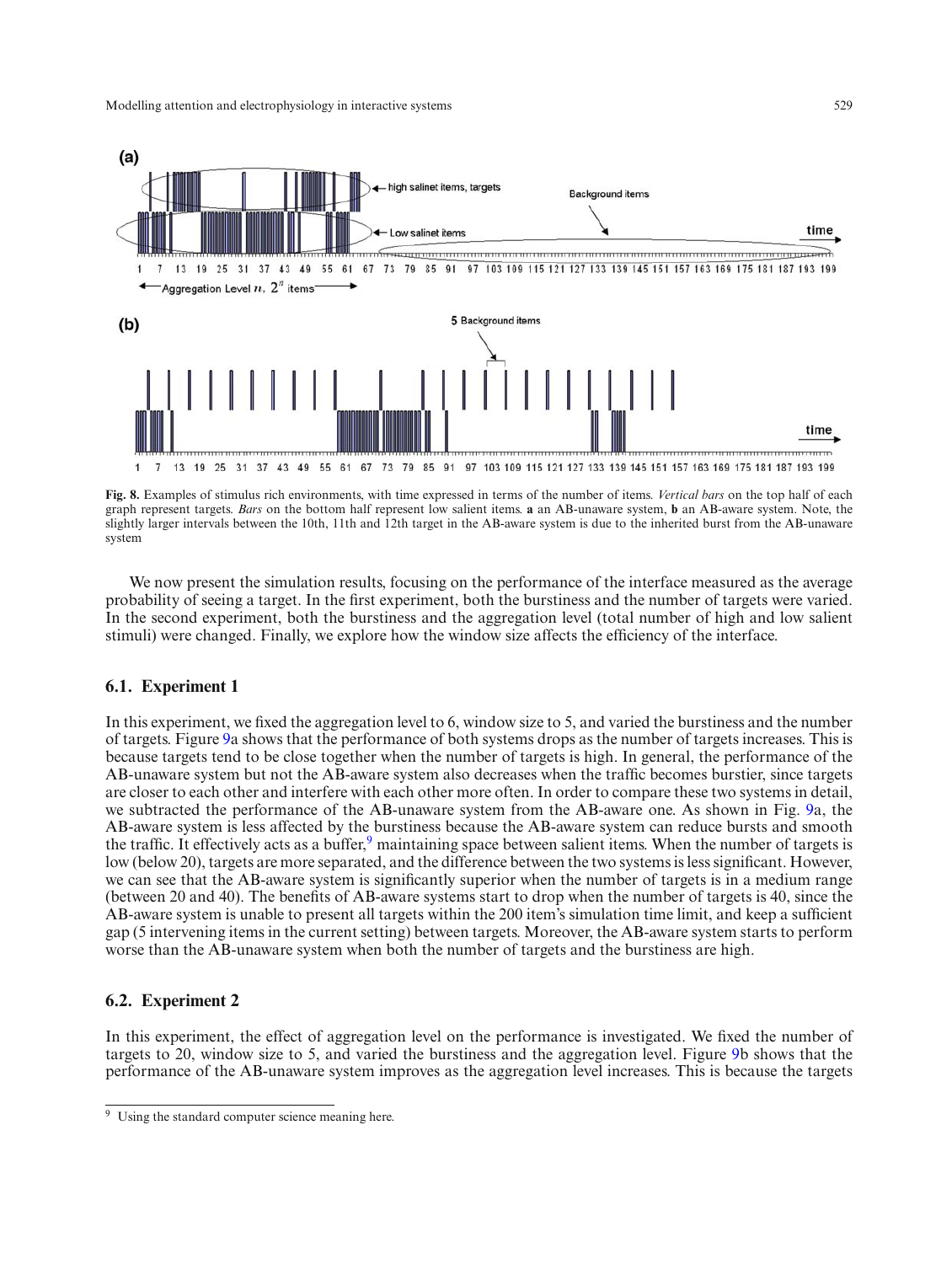**Fig. 8.** Examples of stimulus rich environments, with time expressed in terms of the number of items. *Vertical bars* on the top half of each graph represent targets. *Bars* on the bottom half represent low salient items. **a** an AB-unaware system, **b** an AB-aware system. Note, the slightly larger intervals between the 10th, 11th and 12th target in the AB-aware system is due to the inherited burst from the AB-unaware system

We now present the simulation results, focusing on the performance of the interface measured as the average probability of seeing a target. In the first experiment, both the burstiness and the number of targets were varied. In the second experiment, both the burstiness and the aggregation level (total number of high and low salient stimuli) were changed. Finally, we explore how the window size affects the efficiency of the interface.

### 6.1. Experiment 1

In this experiment, we fixed the aggregation level to 6, window size to 5, and varied the burstiness and the number of targets. Figure 9a shows that the performance of both systems drops as the number of targets increases. This is because targets tend to be close together when the number of targets is high. In general, the performance of the AB-unaware system but not the AB-aware system also decreases when the traffic becomes burstier, since targets are closer to each other and interfere with each other more often. In order to compare these two systems in detail, we subtracted the performance of the AB-unaware system from the AB-aware one. As shown in Fig. 9a, the AB-aware system is less affected by the burstiness because the AB-aware system can reduce bursts and smooth the traffic. It effectively acts as a buffer,[9] maintaining space between salient items. When the number of targets is low (below 20), targets are more separated, and the difference between the two systems is less significant. However, we can see that the AB-aware system is significantly superior when the number of targets is in a medium range (between 20 and 40). The benefits of AB-aware systems start to drop when the number of targets is 40, since the AB-aware system is unable to present all targets within the 200 item's simulation time limit, and keep a sufficient gap (5 intervening items in the current setting) between targets. Moreover, the AB-aware system starts to perform worse than the AB-unaware system when both the number of targets and the burstiness are high.

### 6.2. Experiment 2

In this experiment, the effect of aggregation level on the performance is investigated. We fixed the number of targets to 20, window size to 5, and varied the burstiness and the aggregation level. Figure 9b shows that the performance of the AB-unaware system improves as the aggregation level increases. This is because the targets

[9] Using the standard computer science meaning here.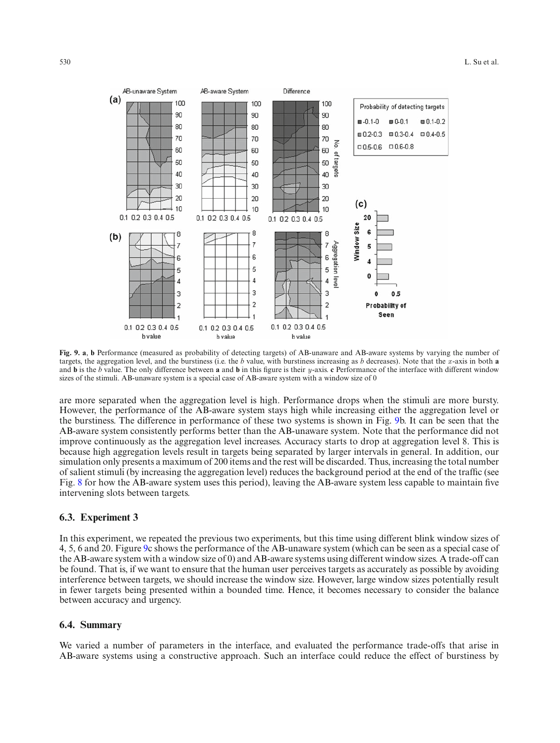**Fig. 9. a**, **b** Performance (measured as probability of detecting targets) of AB-unaware and AB-aware systems by varying the number of targets, the aggregation level, and the burstiness (i.e. the $b$ value, with burstiness increasing as $b$ decreases). Note that the $x$-axis in both **a** and **b** is the $b$ value. The only difference between **a** and **b** in this figure is their $y$-axis. **c** Performance of the interface with different window sizes of the stimuli. AB-unaware system is a special case of AB-aware system with a window size of 0

are more separated when the aggregation level is high. Performance drops when the stimuli are more bursty. However, the performance of the AB-aware system stays high while increasing either the aggregation level or the burstiness. The difference in performance of these two systems is shown in Fig. 9b. It can be seen that the AB-aware system consistently performs better than the AB-unaware system. Note that the performance did not improve continuously as the aggregation level increases. Accuracy starts to drop at aggregation level 8. This is because high aggregation levels result in targets being separated by larger intervals in general. In addition, our simulation only presents a maximum of 200 items and the rest will be discarded. Thus, increasing the total number of salient stimuli (by increasing the aggregation level) reduces the background period at the end of the traffic (see Fig. 8 for how the AB-aware system uses this period), leaving the AB-aware system less capable to maintain five intervening slots between targets.

### 6.3. Experiment 3

In this experiment, we repeated the previous two experiments, but this time using different blink window sizes of 4, 5, 6 and 20. Figure 9c shows the performance of the AB-unaware system (which can be seen as a special case of the AB-aware system with a window size of 0) and AB-aware systems using different window sizes. A trade-off can be found. That is, if we want to ensure that the human user perceives targets as accurately as possible by avoiding interference between targets, we should increase the window size. However, large window sizes potentially result in fewer targets being presented within a bounded time. Hence, it becomes necessary to consider the balance between accuracy and urgency.

### 6.4. Summary

We varied a number of parameters in the interface, and evaluated the performance trade-offs that arise in AB-aware systems using a constructive approach. Such an interface could reduce the effect of burstiness by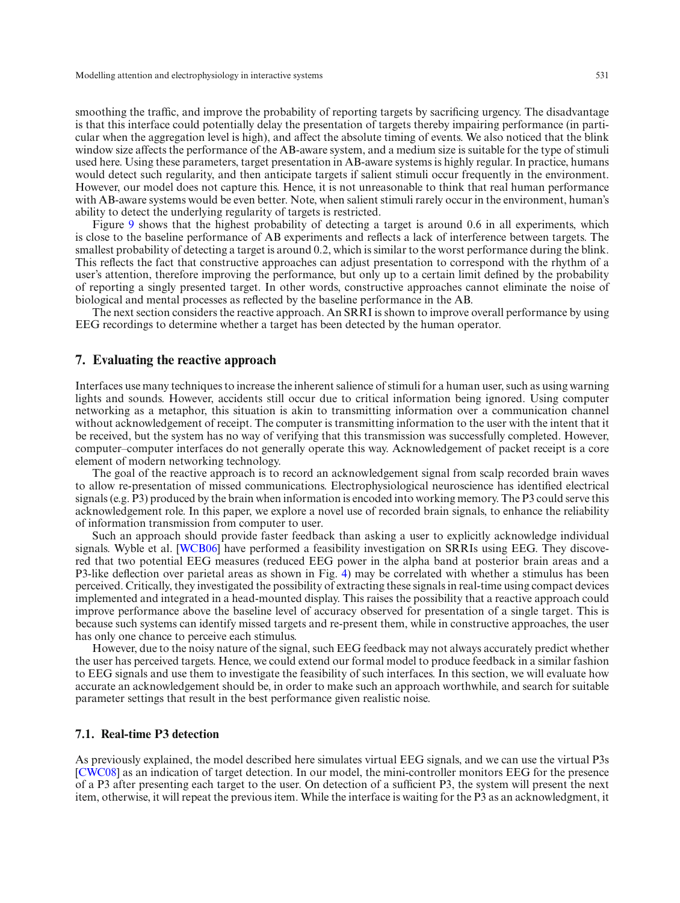smoothing the traffic, and improve the probability of reporting targets by sacrificing urgency. The disadvantage is that this interface could potentially delay the presentation of targets thereby impairing performance (in particular when the aggregation level is high), and affect the absolute timing of events. We also noticed that the blink window size affects the performance of the AB-aware system, and a medium size is suitable for the type of stimuli used here. Using these parameters, target presentation in AB-aware systems is highly regular. In practice, humans would detect such regularity, and then anticipate targets if salient stimuli occur frequently in the environment. However, our model does not capture this. Hence, it is not unreasonable to think that real human performance with AB-aware systems would be even better. Note, when salient stimuli rarely occur in the environment, human's ability to detect the underlying regularity of targets is restricted.

Figure 9 shows that the highest probability of detecting a target is around 0.6 in all experiments, which is close to the baseline performance of AB experiments and reflects a lack of interference between targets. The smallest probability of detecting a target is around 0.2, which is similar to the worst performance during the blink. This reflects the fact that constructive approaches can adjust presentation to correspond with the rhythm of a user's attention, therefore improving the performance, but only up to a certain limit defined by the probability of reporting a singly presented target. In other words, constructive approaches cannot eliminate the noise of biological and mental processes as reflected by the baseline performance in the AB.

The next section considers the reactive approach. An SRRI is shown to improve overall performance by using EEG recordings to determine whether a target has been detected by the human operator.

## 7. Evaluating the reactive approach

Interfaces use many techniques to increase the inherent salience of stimuli for a human user, such as using warning lights and sounds. However, accidents still occur due to critical information being ignored. Using computer networking as a metaphor, this situation is akin to transmitting information over a communication channel without acknowledgement of receipt. The computer is transmitting information to the user with the intent that it be received, but the system has no way of verifying that this transmission was successfully completed. However, computer–computer interfaces do not generally operate this way. Acknowledgement of packet receipt is a core element of modern networking technology.

The goal of the reactive approach is to record an acknowledgement signal from scalp recorded brain waves to allow re-presentation of missed communications. Electrophysiological neuroscience has identified electrical signals (e.g. P3) produced by the brain when information is encoded into working memory. The P3 could serve this acknowledgement role. In this paper, we explore a novel use of recorded brain signals, to enhance the reliability of information transmission from computer to user.

Such an approach should provide faster feedback than asking a user to explicitly acknowledge individual signals. Wyble et al. [WCB06] have performed a feasibility investigation on SRRIs using EEG. They discovered that two potential EEG measures (reduced EEG power in the alpha band at posterior brain areas and a P3-like deflection over parietal areas as shown in Fig. 4) may be correlated with whether a stimulus has been perceived. Critically, they investigated the possibility of extracting these signals in real-time using compact devices implemented and integrated in a head-mounted display. This raises the possibility that a reactive approach could improve performance above the baseline level of accuracy observed for presentation of a single target. This is because such systems can identify missed targets and re-present them, while in constructive approaches, the user has only one chance to perceive each stimulus.

However, due to the noisy nature of the signal, such EEG feedback may not always accurately predict whether the user has perceived targets. Hence, we could extend our formal model to produce feedback in a similar fashion to EEG signals and use them to investigate the feasibility of such interfaces. In this section, we will evaluate how accurate an acknowledgement should be, in order to make such an approach worthwhile, and search for suitable parameter settings that result in the best performance given realistic noise.

### 7.1. Real-time P3 detection

As previously explained, the model described here simulates virtual EEG signals, and we can use the virtual P3s [CWC08] as an indication of target detection. In our model, the mini-controller monitors EEG for the presence of a P3 after presenting each target to the user. On detection of a sufficient P3, the system will present the next item, otherwise, it will repeat the previous item. While the interface is waiting for the P3 as an acknowledgment, it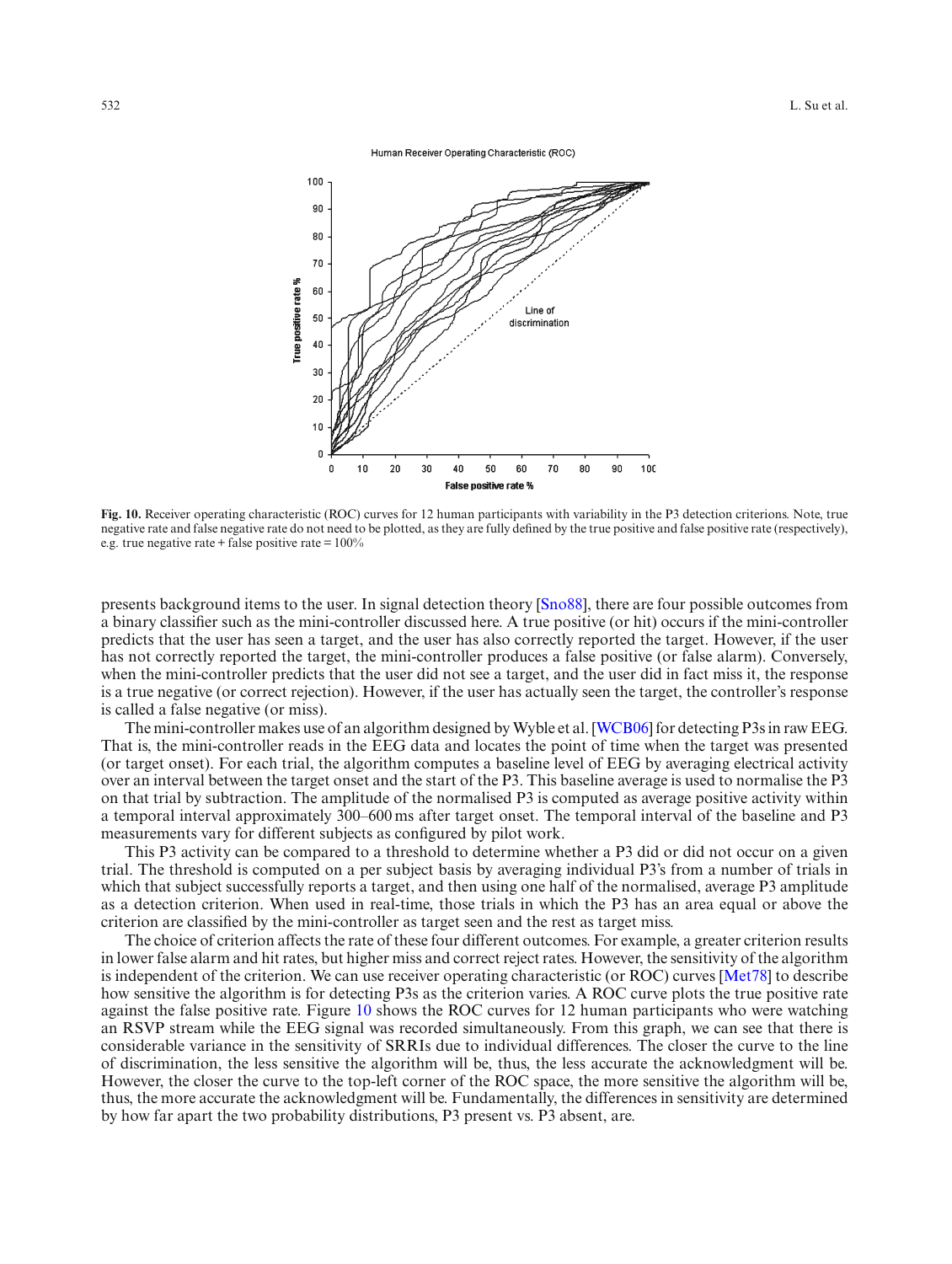Human Receiver Operating Characteristic (ROC)

**Fig. 10.** Receiver operating characteristic (ROC) curves for 12 human participants with variability in the P3 detection criterions. Note, true negative rate and false negative rate do not need to be plotted, as they are fully defined by the true positive and false positive rate (respectively), e.g. true negative rate + false positive rate = 100%

presents background items to the user. In signal detection theory [Sno88], there are four possible outcomes from a binary classifier such as the mini-controller discussed here. A true positive (or hit) occurs if the mini-controller predicts that the user has seen a target, and the user has also correctly reported the target. However, if the user has not correctly reported the target, the mini-controller produces a false positive (or false alarm). Conversely, when the mini-controller predicts that the user did not see a target, and the user did in fact miss it, the response is a true negative (or correct rejection). However, if the user has actually seen the target, the controller's response is called a false negative (or miss).

The mini-controller makes use of an algorithm designed by Wyble et al. [WCB06] for detecting P3s in raw EEG. That is, the mini-controller reads in the EEG data and locates the point of time when the target was presented (or target onset). For each trial, the algorithm computes a baseline level of EEG by averaging electrical activity over an interval between the target onset and the start of the P3. This baseline average is used to normalise the P3 on that trial by subtraction. The amplitude of the normalised P3 is computed as average positive activity within a temporal interval approximately 300–600 ms after target onset. The temporal interval of the baseline and P3 measurements vary for different subjects as configured by pilot work.

This P3 activity can be compared to a threshold to determine whether a P3 did or did not occur on a given trial. The threshold is computed on a per subject basis by averaging individual P3's from a number of trials in which that subject successfully reports a target, and then using one half of the normalised, average P3 amplitude as a detection criterion. When used in real-time, those trials in which the P3 has an area equal or above the criterion are classified by the mini-controller as target seen and the rest as target miss.

The choice of criterion affects the rate of these four different outcomes. For example, a greater criterion results in lower false alarm and hit rates, but higher miss and correct reject rates. However, the sensitivity of the algorithm is independent of the criterion. We can use receiver operating characteristic (or ROC) curves [Met78] to describe how sensitive the algorithm is for detecting P3s as the criterion varies. A ROC curve plots the true positive rate against the false positive rate. Figure 10 shows the ROC curves for 12 human participants who were watching an RSVP stream while the EEG signal was recorded simultaneously. From this graph, we can see that there is considerable variance in the sensitivity of SRRIs due to individual differences. The closer the curve to the line of discrimination, the less sensitive the algorithm will be, thus, the less accurate the acknowledgment will be. However, the closer the curve to the top-left corner of the ROC space, the more sensitive the algorithm will be, thus, the more accurate the acknowledgment will be. Fundamentally, the differences in sensitivity are determined by how far apart the two probability distributions, P3 present vs. P3 absent, are.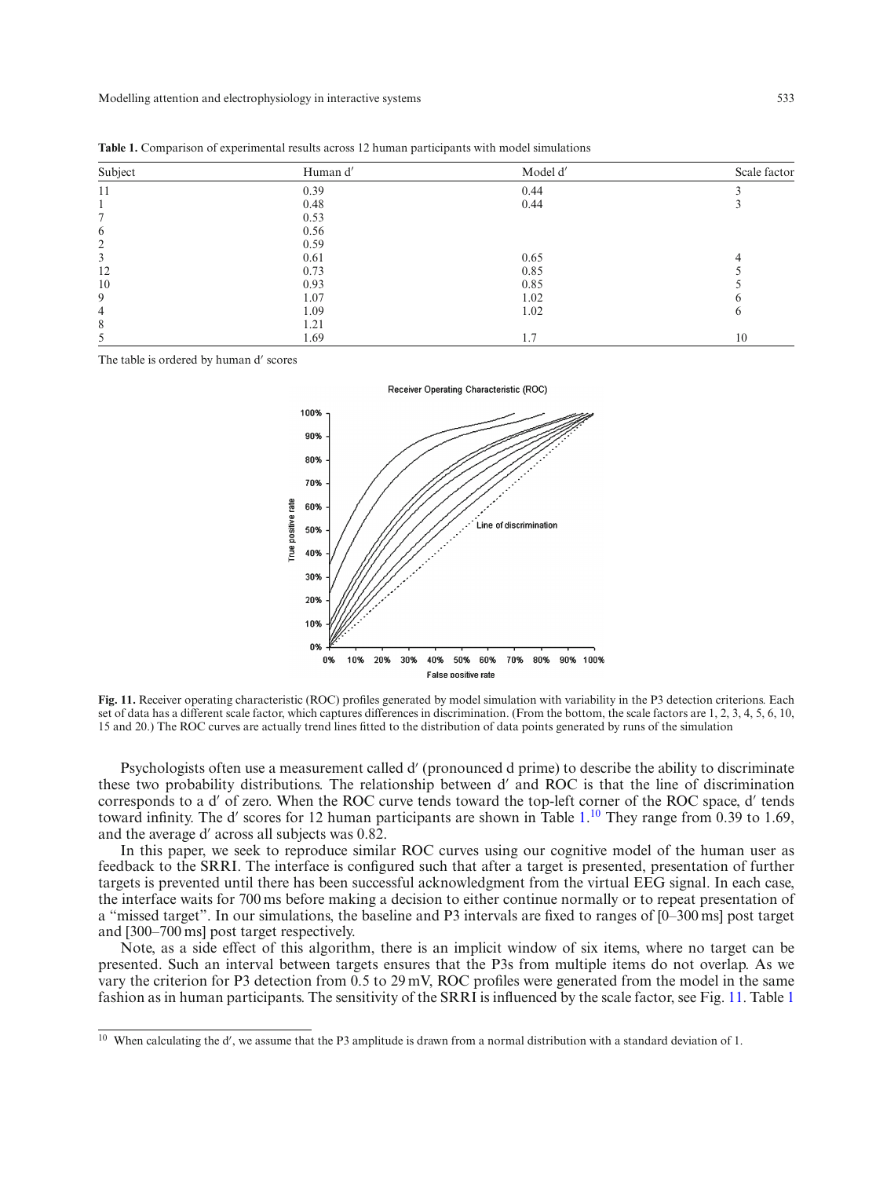**Table 1.** Comparison of experimental results across 12 human participants with model simulations

| Subject | Human d′ | Model d′ | Scale factor |
|---|---|---|---|
| 11 | 0.39 | 0.44 | 3 |
| 1 | 0.48 | 0.44 | 3 |
| 7 | 0.53 | | |
| 6 | 0.56 | | |
| 2 | 0.59 | | |
| 3 | 0.61 | 0.65 | 4 |
| 12 | 0.73 | 0.85 | 5 |
| 10 | 0.93 | 0.85 | 5 |
| 9 | 1.07 | 1.02 | 6 |
| 4 | 1.09 | 1.02 | 6 |
| 8 | 1.21 | | |
| 5 | 1.69 | 1.7 | 10 |

The table is ordered by human d′ scores

**Fig. 11.** Receiver operating characteristic (ROC) profiles generated by model simulation with variability in the P3 detection criterions. Each set of data has a different scale factor, which captures differences in discrimination. (From the bottom, the scale factors are 1, 2, 3, 4, 5, 6, 10, 15 and 20.) The ROC curves are actually trend lines fitted to the distribution of data points generated by runs of the simulation

Psychologists often use a measurement called d′ (pronounced d prime) to describe the ability to discriminate these two probability distributions. The relationship between d′ and ROC is that the line of discrimination corresponds to a d′ of zero. When the ROC curve tends toward the top-left corner of the ROC space, d′ tends toward infinity. The d′ scores for 12 human participants are shown in Table 1.[10] They range from 0.39 to 1.69, and the average d′ across all subjects was 0.82.

In this paper, we seek to reproduce similar ROC curves using our cognitive model of the human user as feedback to the SRRI. The interface is configured such that after a target is presented, presentation of further targets is prevented until there has been successful acknowledgment from the virtual EEG signal. In each case, the interface waits for 700 ms before making a decision to either continue normally or to repeat presentation of a "missed target". In our simulations, the baseline and P3 intervals are fixed to ranges of [0–300 ms] post target and [300–700 ms] post target respectively.

Note, as a side effect of this algorithm, there is an implicit window of six items, where no target can be presented. Such an interval between targets ensures that the P3s from multiple items do not overlap. As we vary the criterion for P3 detection from 0.5 to 29 mV, ROC profiles were generated from the model in the same fashion as in human participants. The sensitivity of the SRRI is influenced by the scale factor, see Fig. 11. Table 1

[10] When calculating the d′, we assume that the P3 amplitude is drawn from a normal distribution with a standard deviation of 1.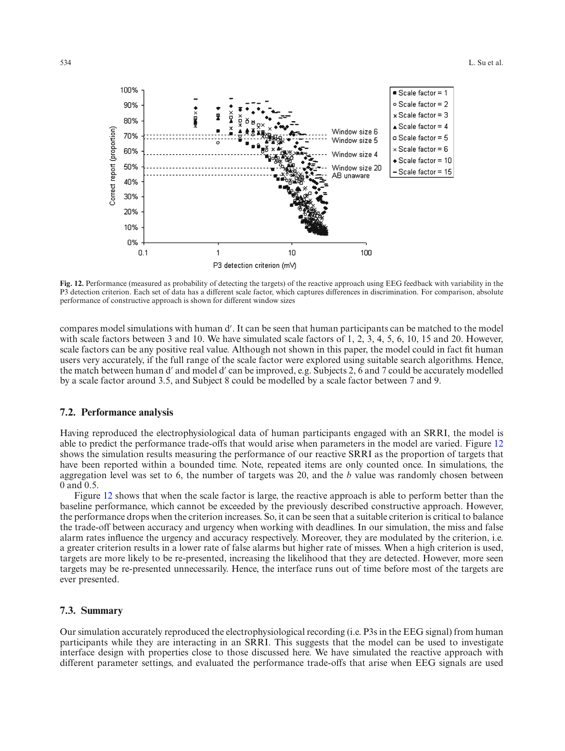**Fig. 12.** Performance (measured as probability of detecting the targets) of the reactive approach using EEG feedback with variability in the P3 detection criterion. Each set of data has a different scale factor, which captures differences in discrimination. For comparison, absolute performance of constructive approach is shown for different window sizes

compares model simulations with human d′. It can be seen that human participants can be matched to the model with scale factors between 3 and 10. We have simulated scale factors of 1, 2, 3, 4, 5, 6, 10, 15 and 20. However, scale factors can be any positive real value. Although not shown in this paper, the model could in fact fit human users very accurately, if the full range of the scale factor were explored using suitable search algorithms. Hence, the match between human d′ and model d′ can be improved, e.g. Subjects 2, 6 and 7 could be accurately modelled by a scale factor around 3.5, and Subject 8 could be modelled by a scale factor between 7 and 9.

### 7.2. Performance analysis

Having reproduced the electrophysiological data of human participants engaged with an SRRI, the model is able to predict the performance trade-offs that would arise when parameters in the model are varied. Figure 12 shows the simulation results measuring the performance of our reactive SRRI as the proportion of targets that have been reported within a bounded time. Note, repeated items are only counted once. In simulations, the aggregation level was set to 6, the number of targets was 20, and the *b* value was randomly chosen between 0 and 0.5.

Figure 12 shows that when the scale factor is large, the reactive approach is able to perform better than the baseline performance, which cannot be exceeded by the previously described constructive approach. However, the performance drops when the criterion increases. So, it can be seen that a suitable criterion is critical to balance the trade-off between accuracy and urgency when working with deadlines. In our simulation, the miss and false alarm rates influence the urgency and accuracy respectively. Moreover, they are modulated by the criterion, i.e. a greater criterion results in a lower rate of false alarms but higher rate of misses. When a high criterion is used, targets are more likely to be re-presented, increasing the likelihood that they are detected. However, more seen targets may be re-presented unnecessarily. Hence, the interface runs out of time before most of the targets are ever presented.

### 7.3. Summary

Our simulation accurately reproduced the electrophysiological recording (i.e. P3s in the EEG signal) from human participants while they are interacting in an SRRI. This suggests that the model can be used to investigate interface design with properties close to those discussed here. We have simulated the reactive approach with different parameter settings, and evaluated the performance trade-offs that arise when EEG signals are used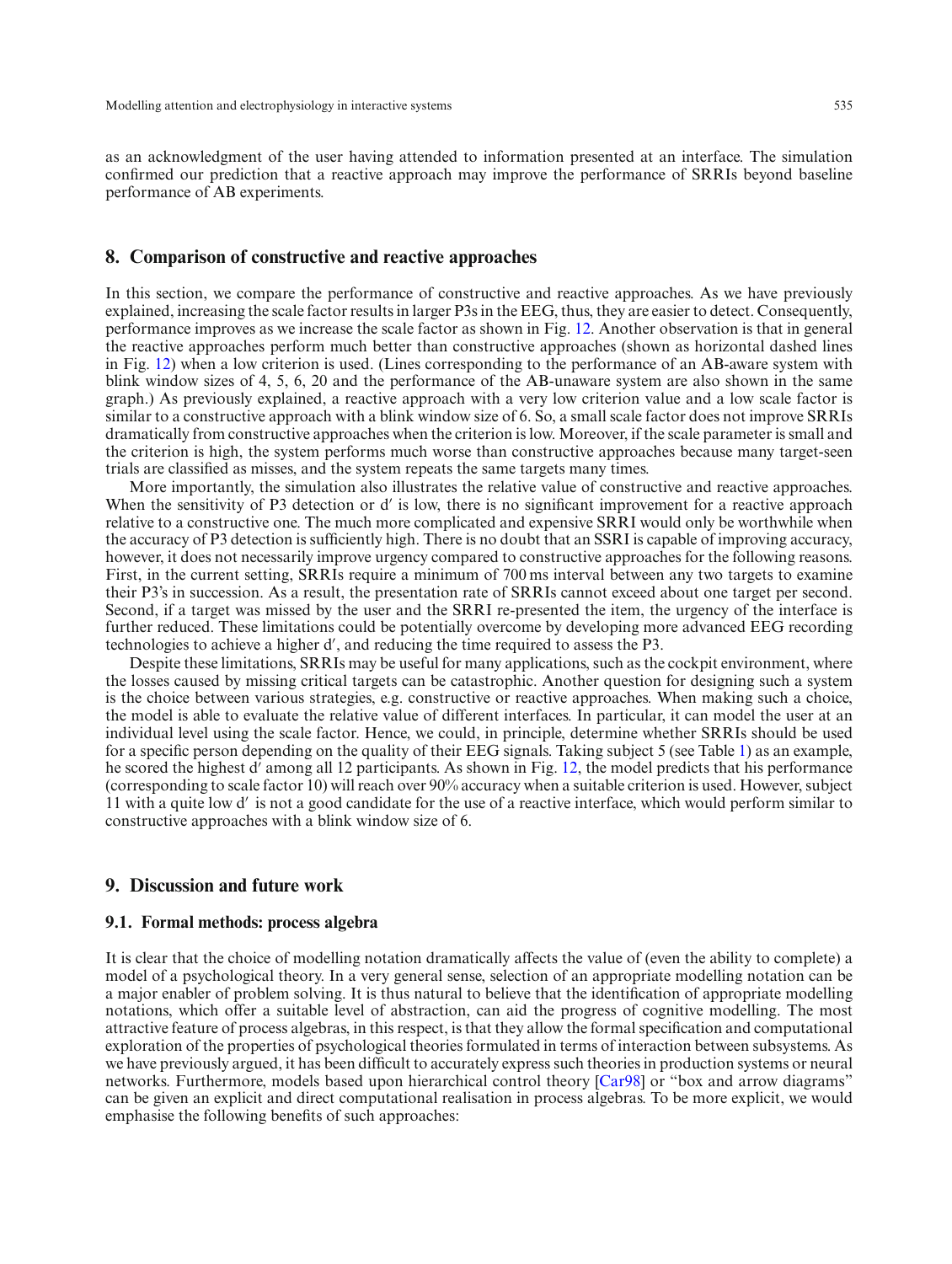as an acknowledgment of the user having attended to information presented at an interface. The simulation confirmed our prediction that a reactive approach may improve the performance of SRRIs beyond baseline performance of AB experiments.

## 8. Comparison of constructive and reactive approaches

In this section, we compare the performance of constructive and reactive approaches. As we have previously explained, increasing the scale factor results in larger P3s in the EEG, thus, they are easier to detect. Consequently, performance improves as we increase the scale factor as shown in Fig. 12. Another observation is that in general the reactive approaches perform much better than constructive approaches (shown as horizontal dashed lines in Fig. 12) when a low criterion is used. (Lines corresponding to the performance of an AB-aware system with blink window sizes of 4, 5, 6, 20 and the performance of the AB-unaware system are also shown in the same graph.) As previously explained, a reactive approach with a very low criterion value and a low scale factor is similar to a constructive approach with a blink window size of 6. So, a small scale factor does not improve SRRIs dramatically from constructive approaches when the criterion is low. Moreover, if the scale parameter is small and the criterion is high, the system performs much worse than constructive approaches because many target-seen trials are classified as misses, and the system repeats the same targets many times.

More importantly, the simulation also illustrates the relative value of constructive and reactive approaches. When the sensitivity of P3 detection or d′ is low, there is no significant improvement for a reactive approach relative to a constructive one. The much more complicated and expensive SRRI would only be worthwhile when the accuracy of P3 detection is sufficiently high. There is no doubt that an SSRI is capable of improving accuracy, however, it does not necessarily improve urgency compared to constructive approaches for the following reasons. First, in the current setting, SRRIs require a minimum of 700 ms interval between any two targets to examine their P3's in succession. As a result, the presentation rate of SRRIs cannot exceed about one target per second. Second, if a target was missed by the user and the SRRI re-presented the item, the urgency of the interface is further reduced. These limitations could be potentially overcome by developing more advanced EEG recording technologies to achieve a higher d′, and reducing the time required to assess the P3.

Despite these limitations, SRRIs may be useful for many applications, such as the cockpit environment, where the losses caused by missing critical targets can be catastrophic. Another question for designing such a system is the choice between various strategies, e.g. constructive or reactive approaches. When making such a choice, the model is able to evaluate the relative value of different interfaces. In particular, it can model the user at an individual level using the scale factor. Hence, we could, in principle, determine whether SRRIs should be used for a specific person depending on the quality of their EEG signals. Taking subject 5 (see Table 1) as an example, he scored the highest d′ among all 12 participants. As shown in Fig. 12, the model predicts that his performance (corresponding to scale factor 10) will reach over 90% accuracy when a suitable criterion is used. However, subject 11 with a quite low d′ is not a good candidate for the use of a reactive interface, which would perform similar to constructive approaches with a blink window size of 6.

## 9. Discussion and future work

### 9.1. Formal methods: process algebra

It is clear that the choice of modelling notation dramatically affects the value of (even the ability to complete) a model of a psychological theory. In a very general sense, selection of an appropriate modelling notation can be a major enabler of problem solving. It is thus natural to believe that the identification of appropriate modelling notations, which offer a suitable level of abstraction, can aid the progress of cognitive modelling. The most attractive feature of process algebras, in this respect, is that they allow the formal specification and computational exploration of the properties of psychological theories formulated in terms of interaction between subsystems. As we have previously argued, it has been difficult to accurately express such theories in production systems or neural networks. Furthermore, models based upon hierarchical control theory [Car98] or "box and arrow diagrams" can be given an explicit and direct computational realisation in process algebras. To be more explicit, we would emphasise the following benefits of such approaches: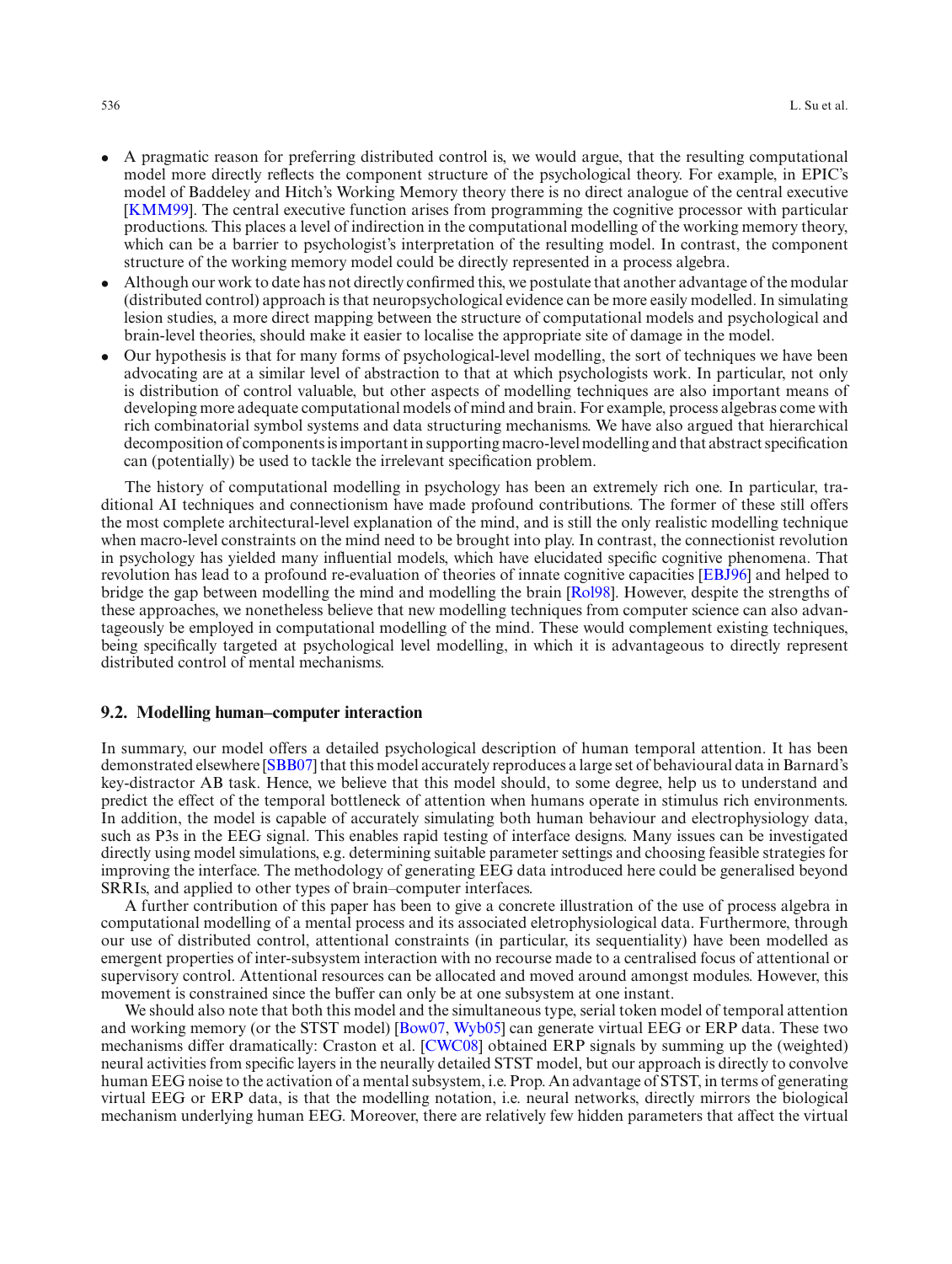- A pragmatic reason for preferring distributed control is, we would argue, that the resulting computational model more directly reflects the component structure of the psychological theory. For example, in EPIC's model of Baddeley and Hitch's Working Memory theory there is no direct analogue of the central executive [KMM99]. The central executive function arises from programming the cognitive processor with particular productions. This places a level of indirection in the computational modelling of the working memory theory, which can be a barrier to psychologist's interpretation of the resulting model. In contrast, the component structure of the working memory model could be directly represented in a process algebra.
- Although our work to date has not directly confirmed this, we postulate that another advantage of the modular (distributed control) approach is that neuropsychological evidence can be more easily modelled. In simulating lesion studies, a more direct mapping between the structure of computational models and psychological and brain-level theories, should make it easier to localise the appropriate site of damage in the model.
- Our hypothesis is that for many forms of psychological-level modelling, the sort of techniques we have been advocating are at a similar level of abstraction to that at which psychologists work. In particular, not only is distribution of control valuable, but other aspects of modelling techniques are also important means of developing more adequate computational models of mind and brain. For example, process algebras come with rich combinatorial symbol systems and data structuring mechanisms. We have also argued that hierarchical decomposition of components is important in supporting macro-level modelling and that abstract specification can (potentially) be used to tackle the irrelevant specification problem.

The history of computational modelling in psychology has been an extremely rich one. In particular, traditional AI techniques and connectionism have made profound contributions. The former of these still offers the most complete architectural-level explanation of the mind, and is still the only realistic modelling technique when macro-level constraints on the mind need to be brought into play. In contrast, the connectionist revolution in psychology has yielded many influential models, which have elucidated specific cognitive phenomena. That revolution has lead to a profound re-evaluation of theories of innate cognitive capacities [EBJ96] and helped to bridge the gap between modelling the mind and modelling the brain [Rol98]. However, despite the strengths of these approaches, we nonetheless believe that new modelling techniques from computer science can also advantageously be employed in computational modelling of the mind. These would complement existing techniques, being specifically targeted at psychological level modelling, in which it is advantageous to directly represent distributed control of mental mechanisms.

### 9.2. Modelling human–computer interaction

In summary, our model offers a detailed psychological description of human temporal attention. It has been demonstrated elsewhere [SBB07] that this model accurately reproduces a large set of behavioural data in Barnard's key-distractor AB task. Hence, we believe that this model should, to some degree, help us to understand and predict the effect of the temporal bottleneck of attention when humans operate in stimulus rich environments. In addition, the model is capable of accurately simulating both human behaviour and electrophysiology data, such as P3s in the EEG signal. This enables rapid testing of interface designs. Many issues can be investigated directly using model simulations, e.g. determining suitable parameter settings and choosing feasible strategies for improving the interface. The methodology of generating EEG data introduced here could be generalised beyond SRRIs, and applied to other types of brain–computer interfaces.

A further contribution of this paper has been to give a concrete illustration of the use of process algebra in computational modelling of a mental process and its associated eletrophysiological data. Furthermore, through our use of distributed control, attentional constraints (in particular, its sequentiality) have been modelled as emergent properties of inter-subsystem interaction with no recourse made to a centralised focus of attentional or supervisory control. Attentional resources can be allocated and moved around amongst modules. However, this movement is constrained since the buffer can only be at one subsystem at one instant.

We should also note that both this model and the simultaneous type, serial token model of temporal attention and working memory (or the STST model) [Bow07, Wyb05] can generate virtual EEG or ERP data. These two mechanisms differ dramatically: Craston et al. [CWC08] obtained ERP signals by summing up the (weighted) neural activities from specific layers in the neurally detailed STST model, but our approach is directly to convolve human EEG noise to the activation of a mental subsystem, i.e. Prop. An advantage of STST, in terms of generating virtual EEG or ERP data, is that the modelling notation, i.e. neural networks, directly mirrors the biological mechanism underlying human EEG. Moreover, there are relatively few hidden parameters that affect the virtual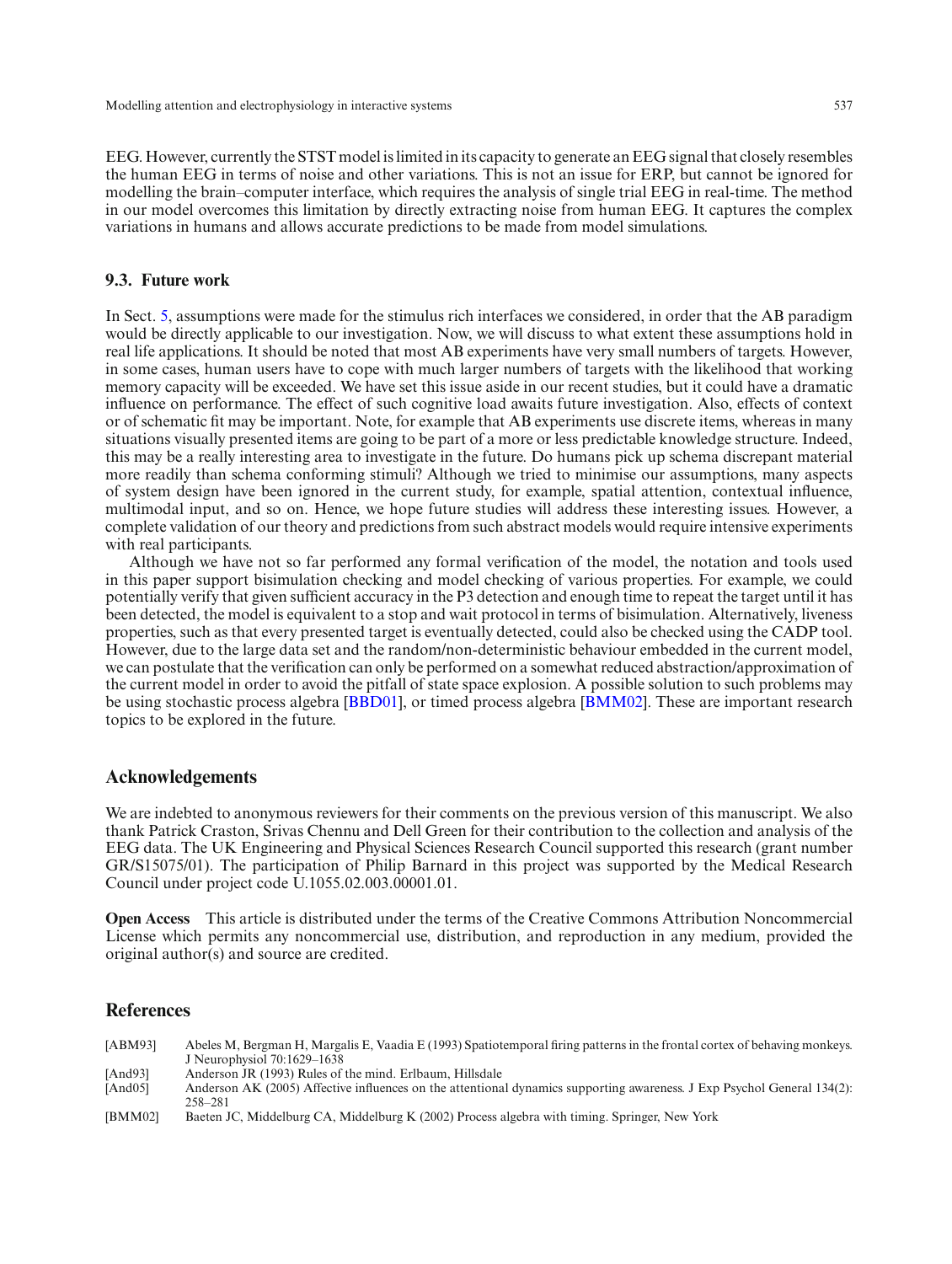EEG. However, currently the STST model is limited in its capacity to generate an EEG signal that closely resembles the human EEG in terms of noise and other variations. This is not an issue for ERP, but cannot be ignored for modelling the brain–computer interface, which requires the analysis of single trial EEG in real-time. The method in our model overcomes this limitation by directly extracting noise from human EEG. It captures the complex variations in humans and allows accurate predictions to be made from model simulations.

### 9.3. Future work

In Sect. 5, assumptions were made for the stimulus rich interfaces we considered, in order that the AB paradigm would be directly applicable to our investigation. Now, we will discuss to what extent these assumptions hold in real life applications. It should be noted that most AB experiments have very small numbers of targets. However, in some cases, human users have to cope with much larger numbers of targets with the likelihood that working memory capacity will be exceeded. We have set this issue aside in our recent studies, but it could have a dramatic influence on performance. The effect of such cognitive load awaits future investigation. Also, effects of context or of schematic fit may be important. Note, for example that AB experiments use discrete items, whereas in many situations visually presented items are going to be part of a more or less predictable knowledge structure. Indeed, this may be a really interesting area to investigate in the future. Do humans pick up schema discrepant material more readily than schema conforming stimuli? Although we tried to minimise our assumptions, many aspects of system design have been ignored in the current study, for example, spatial attention, contextual influence, multimodal input, and so on. Hence, we hope future studies will address these interesting issues. However, a complete validation of our theory and predictions from such abstract models would require intensive experiments with real participants.

Although we have not so far performed any formal verification of the model, the notation and tools used in this paper support bisimulation checking and model checking of various properties. For example, we could potentially verify that given sufficient accuracy in the P3 detection and enough time to repeat the target until it has been detected, the model is equivalent to a stop and wait protocol in terms of bisimulation. Alternatively, liveness properties, such as that every presented target is eventually detected, could also be checked using the CADP tool. However, due to the large data set and the random/non-deterministic behaviour embedded in the current model, we can postulate that the verification can only be performed on a somewhat reduced abstraction/approximation of the current model in order to avoid the pitfall of state space explosion. A possible solution to such problems may be using stochastic process algebra [BBD01], or timed process algebra [BMM02]. These are important research topics to be explored in the future.

## Acknowledgements

We are indebted to anonymous reviewers for their comments on the previous version of this manuscript. We also thank Patrick Craston, Srivas Chennu and Dell Green for their contribution to the collection and analysis of the EEG data. The UK Engineering and Physical Sciences Research Council supported this research (grant number GR/S15075/01). The participation of Philip Barnard in this project was supported by the Medical Research Council under project code U.1055.02.003.00001.01.

**Open Access** This article is distributed under the terms of the Creative Commons Attribution Noncommercial License which permits any noncommercial use, distribution, and reproduction in any medium, provided the original author(s) and source are credited.

## References

[ABM93] Abeles M, Bergman H, Margalis E, Vaadia E (1993) Spatiotemporal firing patterns in the frontal cortex of behaving monkeys. J Neurophysiol 70:1629–1638

[And93] Anderson JR (1993) Rules of the mind. Erlbaum, Hillsdale

[And05] Anderson AK (2005) Affective influences on the attentional dynamics supporting awareness. J Exp Psychol General 134(2): 258–281

[BMM02] Baeten JC, Middelburg CA, Middelburg K (2002) Process algebra with timing. Springer, New York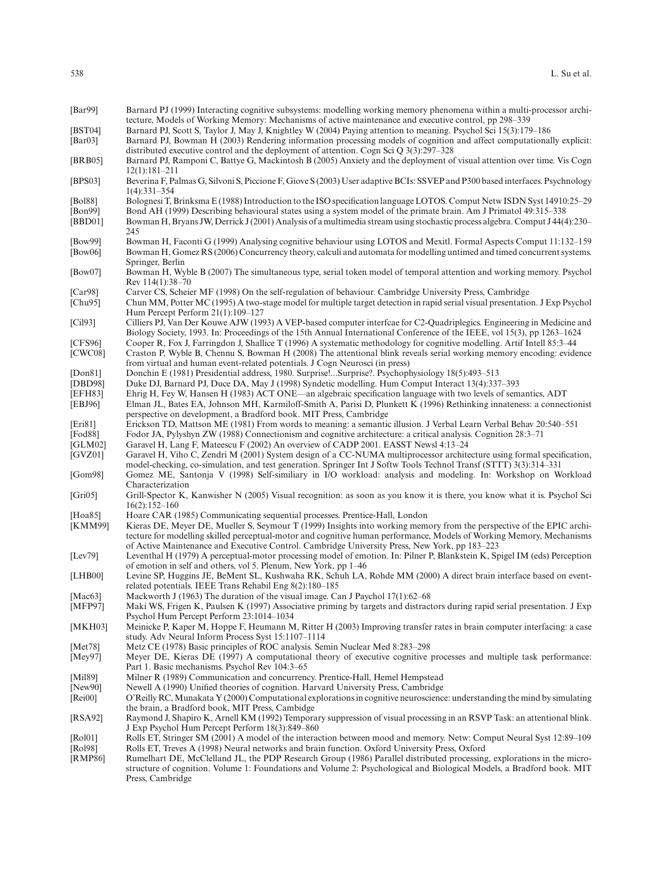[Bar99] Barnard PJ (1999) Interacting cognitive subsystems: modelling working memory phenomena within a multi-processor architecture, Models of Working Memory: Mechanisms of active maintenance and executive control, pp 298–339

[BST04] Barnard PJ, Scott S, Taylor J, May J, Knightley W (2004) Paying attention to meaning. Psychol Sci 15(3):179–186

[Bar03] Barnard PJ, Bowman H (2003) Rendering information processing models of cognition and affect computationally explicit: distributed executive control and the deployment of attention. Cogn Sci Q 3(3):297–328

[BRB05] Barnard PJ, Ramponi C, Battye G, Mackintosh B (2005) Anxiety and the deployment of visual attention over time. Vis Cogn 12(1):181–211

[BPS03] Beverina F, Palmas G, Silvoni S, Piccione F, Giove S (2003) User adaptive BCIs: SSVEP and P300 based interfaces. Psychnology 1(4):331–354

[Bol88] Bolognesi T, Brinksma E (1988) Introduction to the ISO specification language LOTOS. Comput Netw ISDN Syst 14910:25–29

[Bon99] Bond AH (1999) Describing behavioural states using a system model of the primate brain. Am J Primatol 49:315–338

[BBD01] Bowman H, Bryans JW, Derrick J (2001) Analysis of a multimedia stream using stochastic process algebra. Comput J 44(4):230–245

[Bow99] Bowman H, Faconti G (1999) Analysing cognitive behaviour using LOTOS and Mexitl. Formal Aspects Comput 11:132–159

[Bow06] Bowman H, Gomez RS (2006) Concurrency theory, calculi and automata for modelling untimed and timed concurrent systems. Springer, Berlin

[Bow07] Bowman H, Wyble B (2007) The simultaneous type, serial token model of temporal attention and working memory. Psychol Rev 114(1):38–70

[Car98] Carver CS, Scheier MF (1998) On the self-regulation of behaviour. Cambridge University Press, Cambridge

[Chu95] Chun MM, Potter MC (1995) A two-stage model for multiple target detection in rapid serial visual presentation. J Exp Psychol Hum Percept Perform 21(1):109–127

[Cil93] Cilliers PJ, Van Der Kouwe AJW (1993) A VEP-based computer interfcae for C2-Quadriplegics. Engineering in Medicine and Biology Society, 1993. In: Proceedings of the 15th Annual International Conference of the IEEE, vol 15(3), pp 1263–1624

[CFS96] Cooper R, Fox J, Farringdon J, Shallice T (1996) A systematic methodology for cognitive modelling. Artif Intell 85:3–44

[CWC08] Craston P, Wyble B, Chennu S, Bowman H (2008) The attentional blink reveals serial working memory encoding: evidence from virtual and human event-related potentials. J Cogn Neurosci (in press)

[Don81] Donchin E (1981) Presidential address, 1980. Surprise!...Surprise?. Psychophysiology 18(5):493–513

[DBD98] Duke DJ, Barnard PJ, Duce DA, May J (1998) Syndetic modelling. Hum Comput Interact 13(4):337–393

[EFH83] Ehrig H, Fey W, Hansen H (1983) ACT ONE—an algebraic specification language with two levels of semantics, ADT

[EBJ96] Elman JL, Bates EA, Johnson MH, Karmiloff-Smith A, Parisi D, Plunkett K (1996) Rethinking innateness: a connectionist perspective on development, a Bradford book. MIT Press, Cambridge

[Eri81] Erickson TD, Mattson ME (1981) From words to meaning: a semantic illusion. J Verbal Learn Verbal Behav 20:540–551

[Fod88] Fodor JA, Pylyshyn ZW (1988) Connectionism and cognitive architecture: a critical analysis. Cognition 28:3–71

[GLM02] Garavel H, Lang F, Mateescu F (2002) An overview of CADP 2001. EASST Newsl 4:13–24

[GVZ01] Garavel H, Viho C, Zendri M (2001) System design of a CC-NUMA multiprocessor architecture using formal specification, model-checking, co-simulation, and test generation. Springer Int J Softw Tools Technol Transf (STTT) 3(3):314–331

[Gom98] Gomez ME, Santonja V (1998) Self-similiary in I/O workload: analysis and modeling. In: Workshop on Workload Characterization

[Gri05] Grill-Spector K, Kanwisher N (2005) Visual recognition: as soon as you know it is there, you know what it is. Psychol Sci 16(2):152–160

[Hoa85] Hoare CAR (1985) Communicating sequential processes. Prentice-Hall, London

[KMM99] Kieras DE, Meyer DE, Mueller S, Seymour T (1999) Insights into working memory from the perspective of the EPIC architecture for modelling skilled perceptual-motor and cognitive human performance, Models of Working Memory, Mechanisms of Active Maintenance and Executive Control. Cambridge University Press, New York, pp 183–223

[Lev79] Leventhal H (1979) A perceptual-motor processing model of emotion. In: Pilner P, Blankstein K, Spigel IM (eds) Perception of emotion in self and others, vol 5. Plenum, New York, pp 1–46

[LHB00] Levine SP, Huggins JE, BeMent SL, Kushwaha RK, Schuh LA, Rohde MM (2000) A direct brain interface based on event-related potentials. IEEE Trans Rehabil Eng 8(2):180–185

[Mac63] Mackworth J (1963) The duration of the visual image. Can J Paychol 17(1):62–68

[MFP97] Maki WS, Frigen K, Paulsen K (1997) Associative priming by targets and distractors during rapid serial presentation. J Exp Psychol Hum Percept Perform 23:1014–1034

[MKH03] Meinicke P, Kaper M, Hoppe F, Heumann M, Ritter H (2003) Improving transfer rates in brain computer interfacing: a case study. Adv Neural Inform Process Syst 15:1107–1114

[Met78] Metz CE (1978) Basic principles of ROC analysis. Semin Nuclear Med 8:283–298

[Mey97] Meyer DE, Kieras DE (1997) A computational theory of executive cognitive processes and multiple task performance: Part 1. Basic mechanisms. Psychol Rev 104:3–65

[Mil89] Milner R (1989) Communication and concurrency. Prentice-Hall, Hemel Hempstead

[New90] Newell A (1990) Unified theories of cognition. Harvard University Press, Cambridge

[Rei00] O'Reilly RC, Munakata Y (2000) Computational explorations in cognitive neuroscience: understanding the mind by simulating the brain, a Bradford book, MIT Press, Cambidge

[RSA92] Raymond J, Shapiro K, Arnell KM (1992) Temporary suppression of visual processing in an RSVP Task: an attentional blink. J Exp Psychol Hum Percept Perform 18(3):849–860

[Rol01] Rolls ET, Stringer SM (2001) A model of the interaction between mood and memory. Netw: Comput Neural Syst 12:89–109

[Rol98] Rolls ET, Treves A (1998) Neural networks and brain function. Oxford University Press, Oxford

[RMP86] Rumelhart DE, McClelland JL, the PDP Research Group (1986) Parallel distributed processing, explorations in the microstructure of cognition. Volume 1: Foundations and Volume 2: Psychological and Biological Models, a Bradford book. MIT Press, Cambridge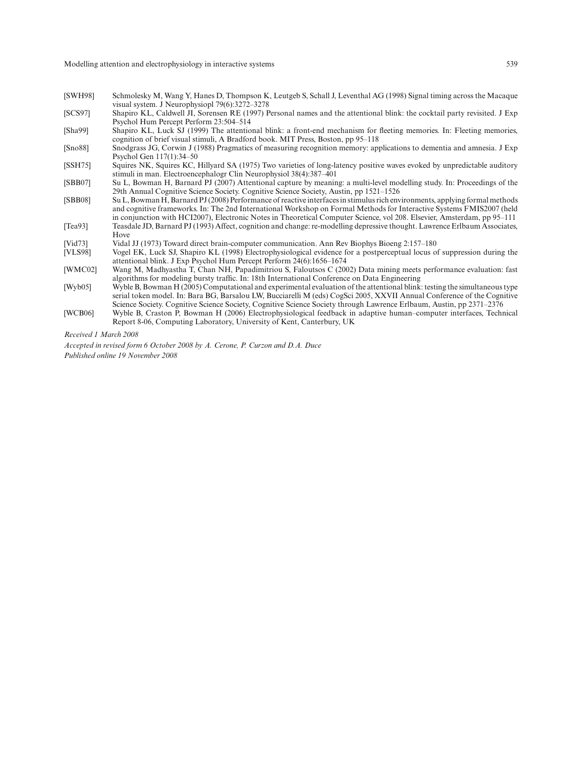[SWH98] Schmolesky M, Wang Y, Hanes D, Thompson K, Leutgeb S, Schall J, Leventhal AG (1998) Signal timing across the Macaque visual system. J Neurophysiopl 79(6):3272–3278

[SCS97] Shapiro KL, Caldwell JI, Sorensen RE (1997) Personal names and the attentional blink: the cocktail party revisited. J Exp Psychol Hum Percept Perform 23:504–514

[Sha99] Shapiro KL, Luck SJ (1999) The attentional blink: a front-end mechanism for fleeting memories. In: Fleeting memories, cognition of brief visual stimuli, A Bradford book. MIT Press, Boston, pp 95–118

[Sno88] Snodgrass JG, Corwin J (1988) Pragmatics of measuring recognition memory: applications to dementia and amnesia. J Exp Psychol Gen 117(1):34–50

[SSH75] Squires NK, Squires KC, Hillyard SA (1975) Two varieties of long-latency positive waves evoked by unpredictable auditory stimuli in man. Electroencephalogr Clin Neurophysiol 38(4):387–401

[SBB07] Su L, Bowman H, Barnard PJ (2007) Attentional capture by meaning: a multi-level modelling study. In: Proceedings of the 29th Annual Cognitive Science Society. Cognitive Science Society, Austin, pp 1521–1526

[SBB08] Su L, Bowman H, Barnard PJ (2008) Performance of reactive interfaces in stimulus rich environments, applying formal methods and cognitive frameworks. In: The 2nd International Workshop on Formal Methods for Interactive Systems FMIS2007 (held in conjunction with HCI2007), Electronic Notes in Theoretical Computer Science, vol 208. Elsevier, Amsterdam, pp 95–111

[Tea93] Teasdale JD, Barnard PJ (1993) Affect, cognition and change: re-modelling depressive thought. Lawrence Erlbaum Associates, Hove

[Vid73] Vidal JJ (1973) Toward direct brain-computer communication. Ann Rev Biophys Bioeng 2:157–180

[VLS98] Vogel EK, Luck SJ, Shapiro KL (1998) Electrophysiological evidence for a postperceptual locus of suppression during the attentional blink. J Exp Psychol Hum Percept Perform 24(6):1656–1674

[WMC02] Wang M, Madhyastha T, Chan NH, Papadimitriou S, Faloutsos C (2002) Data mining meets performance evaluation: fast algorithms for modeling bursty traffic. In: 18th International Conference on Data Engineering

[Wyb05] Wyble B, Bowman H (2005) Computational and experimental evaluation of the attentional blink: testing the simultaneous type serial token model. In: Bara BG, Barsalou LW, Bucciarelli M (eds) CogSci 2005, XXVII Annual Conference of the Cognitive Science Society. Cognitive Science Society, Cognitive Science Society through Lawrence Erlbaum, Austin, pp 2371–2376

[WCB06] Wyble B, Craston P, Bowman H (2006) Electrophysiological feedback in adaptive human–computer interfaces, Technical Report 8-06, Computing Laboratory, University of Kent, Canterbury, UK

*Received 1 March 2008*

*Accepted in revised form 6 October 2008 by A. Cerone, P. Curzon and D.A. Duce*

*Published online 19 November 2008*